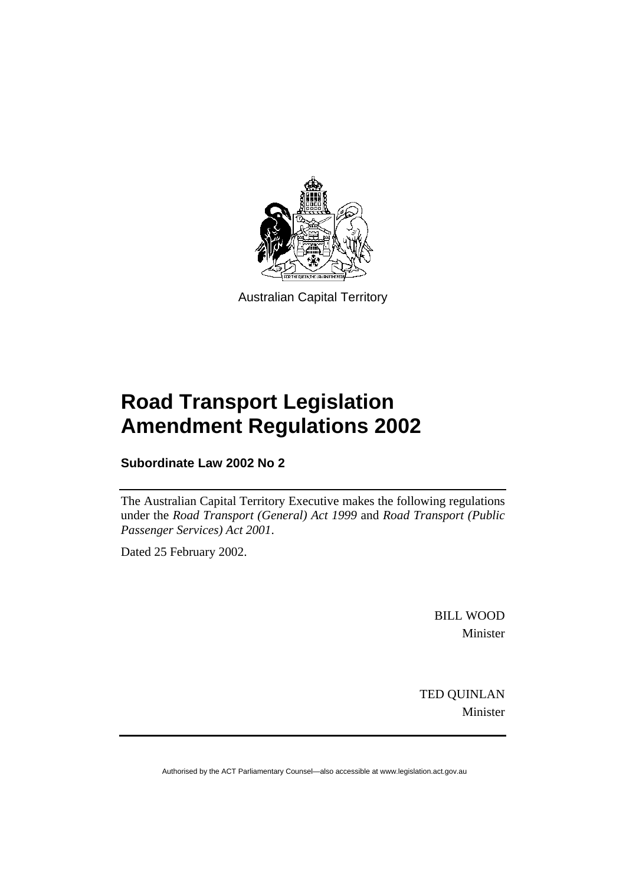Australian Capital Territory

# Road Transport Legislation Amendment Regulations 2002

**Subordinate Law 2002 No 2**

The Australian Capital Territory Executive makes the following regulations under the *Road Transport (General) Act 1999* and *Road Transport (Public Passenger Services) Act 2001*.

Dated 25 February 2002.

BILL WOOD
Minister

TED QUINLAN
Minister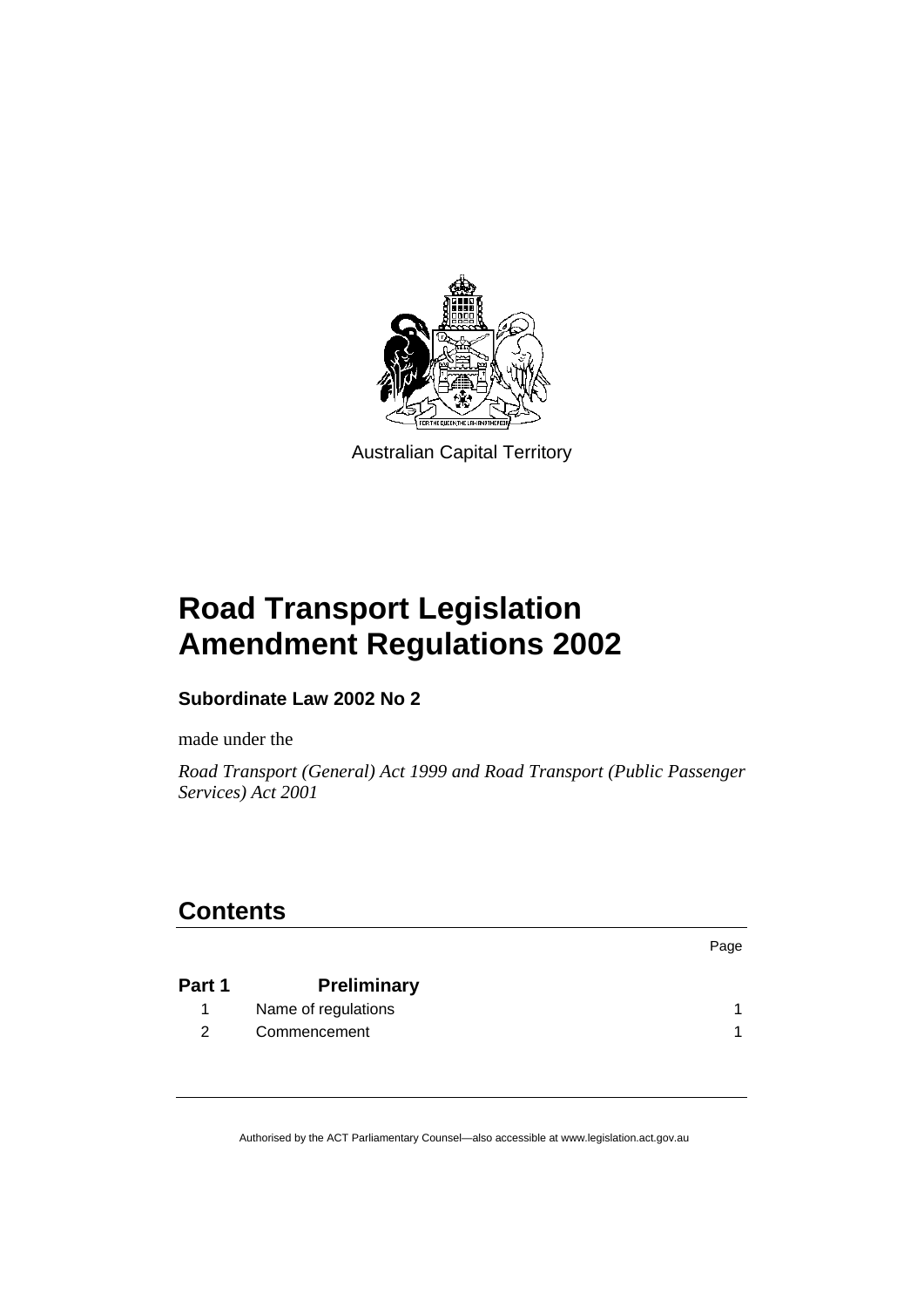Australian Capital Territory

# Road Transport Legislation Amendment Regulations 2002

**Subordinate Law 2002 No 2**

made under the

*Road Transport (General) Act 1999 and Road Transport (Public Passenger Services) Act 2001*

## Contents

| | | Page |
|---|---|---|
| **Part 1** | **Preliminary** | |
| 1 | Name of regulations | 1 |
| 2 | Commencement | 1 |

Authorised by the ACT Parliamentary Counsel—also accessible at www.legislation.act.gov.au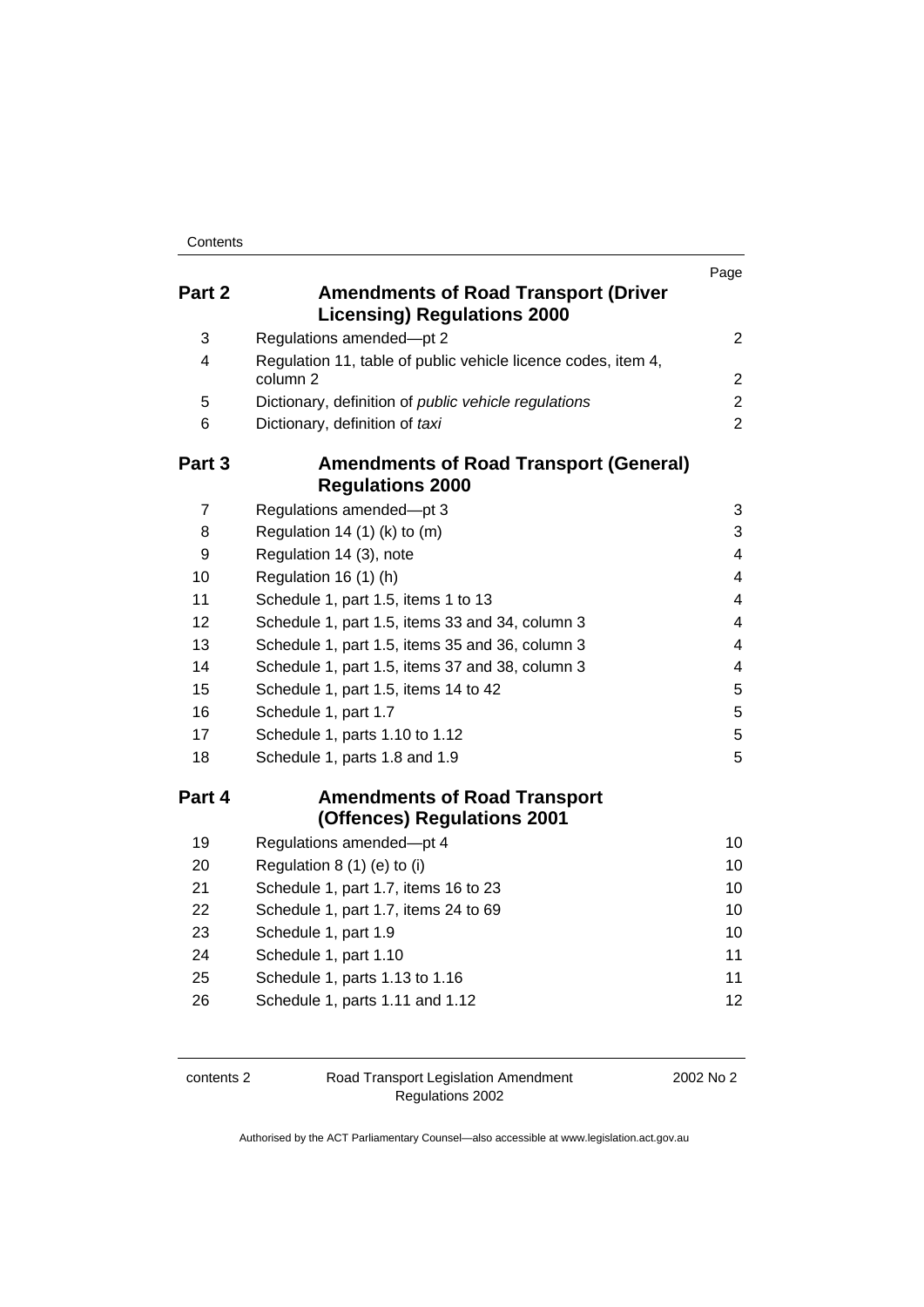| | | Page |
|---|---|---|
| **Part 2** | **Amendments of Road Transport (Driver Licensing) Regulations 2000** | |
| 3 | Regulations amended—pt 2 | 2 |
| 4 | Regulation 11, table of public vehicle licence codes, item 4, column 2 | 2 |
| 5 | Dictionary, definition of *public vehicle regulations* | 2 |
| 6 | Dictionary, definition of *taxi* | 2 |
| **Part 3** | **Amendments of Road Transport (General) Regulations 2000** | |
| 7 | Regulations amended—pt 3 | 3 |
| 8 | Regulation 14 (1) (k) to (m) | 3 |
| 9 | Regulation 14 (3), note | 4 |
| 10 | Regulation 16 (1) (h) | 4 |
| 11 | Schedule 1, part 1.5, items 1 to 13 | 4 |
| 12 | Schedule 1, part 1.5, items 33 and 34, column 3 | 4 |
| 13 | Schedule 1, part 1.5, items 35 and 36, column 3 | 4 |
| 14 | Schedule 1, part 1.5, items 37 and 38, column 3 | 4 |
| 15 | Schedule 1, part 1.5, items 14 to 42 | 5 |
| 16 | Schedule 1, part 1.7 | 5 |
| 17 | Schedule 1, parts 1.10 to 1.12 | 5 |
| 18 | Schedule 1, parts 1.8 and 1.9 | 5 |
| **Part 4** | **Amendments of Road Transport (Offences) Regulations 2001** | |
| 19 | Regulations amended—pt 4 | 10 |
| 20 | Regulation 8 (1) (e) to (i) | 10 |
| 21 | Schedule 1, part 1.7, items 16 to 23 | 10 |
| 22 | Schedule 1, part 1.7, items 24 to 69 | 10 |
| 23 | Schedule 1, part 1.9 | 10 |
| 24 | Schedule 1, part 1.10 | 11 |
| 25 | Schedule 1, parts 1.13 to 1.16 | 11 |
| 26 | Schedule 1, parts 1.11 and 1.12 | 12 |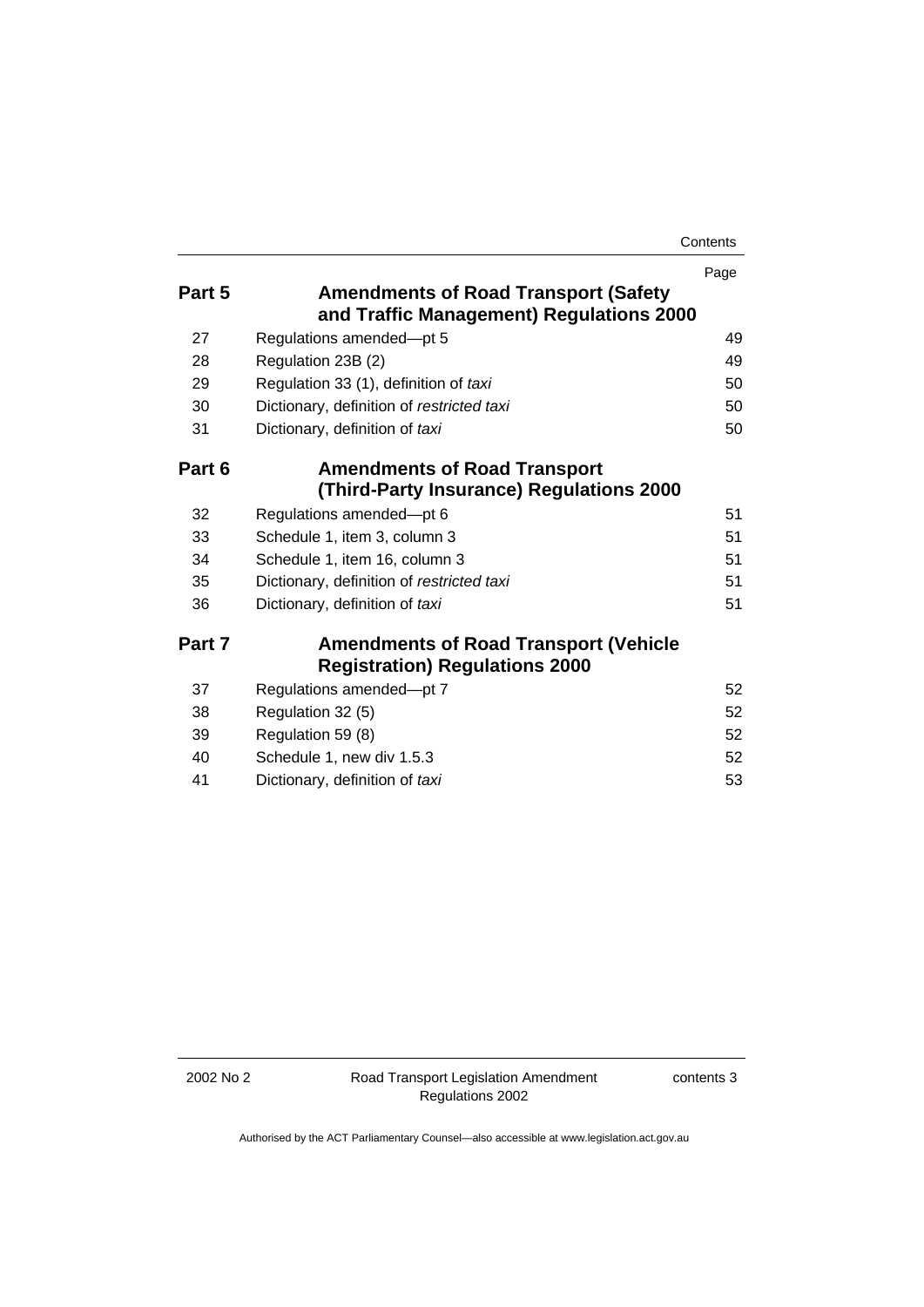| | | Page |
|---|---|---|
| **Part 5** | **Amendments of Road Transport (Safety and Traffic Management) Regulations 2000** | |
| 27 | Regulations amended—pt 5 | 49 |
| 28 | Regulation 23B (2) | 49 |
| 29 | Regulation 33 (1), definition of *taxi* | 50 |
| 30 | Dictionary, definition of *restricted taxi* | 50 |
| 31 | Dictionary, definition of *taxi* | 50 |
| **Part 6** | **Amendments of Road Transport (Third-Party Insurance) Regulations 2000** | |
| 32 | Regulations amended—pt 6 | 51 |
| 33 | Schedule 1, item 3, column 3 | 51 |
| 34 | Schedule 1, item 16, column 3 | 51 |
| 35 | Dictionary, definition of *restricted taxi* | 51 |
| 36 | Dictionary, definition of *taxi* | 51 |
| **Part 7** | **Amendments of Road Transport (Vehicle Registration) Regulations 2000** | |
| 37 | Regulations amended—pt 7 | 52 |
| 38 | Regulation 32 (5) | 52 |
| 39 | Regulation 59 (8) | 52 |
| 40 | Schedule 1, new div 1.5.3 | 52 |
| 41 | Dictionary, definition of *taxi* | 53 |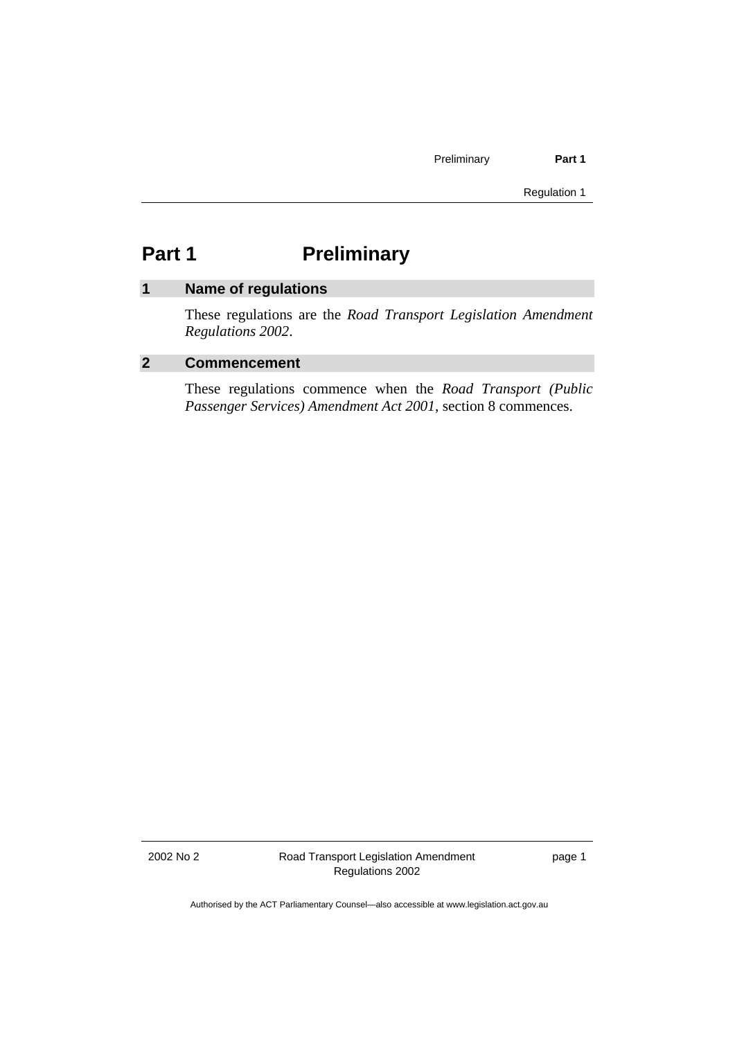# Part 1 Preliminary

## 1 Name of regulations

These regulations are the *Road Transport Legislation Amendment Regulations 2002*.

## 2 Commencement

These regulations commence when the *Road Transport (Public Passenger Services) Amendment Act 2001*, section 8 commences.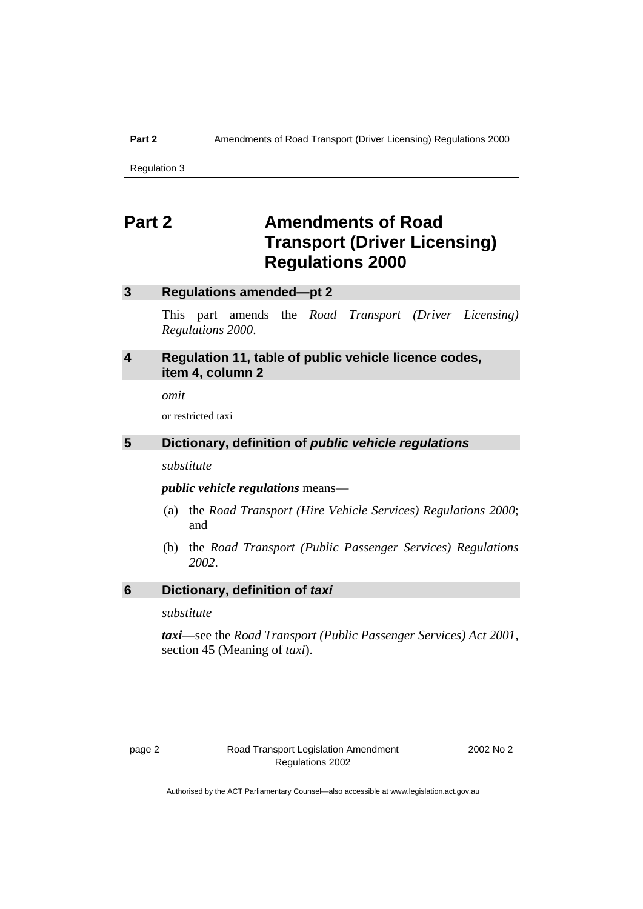# Part 2 Amendments of Road Transport (Driver Licensing) Regulations 2000

## 3 Regulations amended—pt 2

This part amends the *Road Transport (Driver Licensing) Regulations 2000*.

## 4 Regulation 11, table of public vehicle licence codes, item 4, column 2

*omit*

or restricted taxi

## 5 Dictionary, definition of *public vehicle regulations*

*substitute*

***public vehicle regulations*** means—

(a) the *Road Transport (Hire Vehicle Services) Regulations 2000*; and

(b) the *Road Transport (Public Passenger Services) Regulations 2002*.

## 6 Dictionary, definition of *taxi*

*substitute*

***taxi***—see the *Road Transport (Public Passenger Services) Act 2001*, section 45 (Meaning of *taxi*).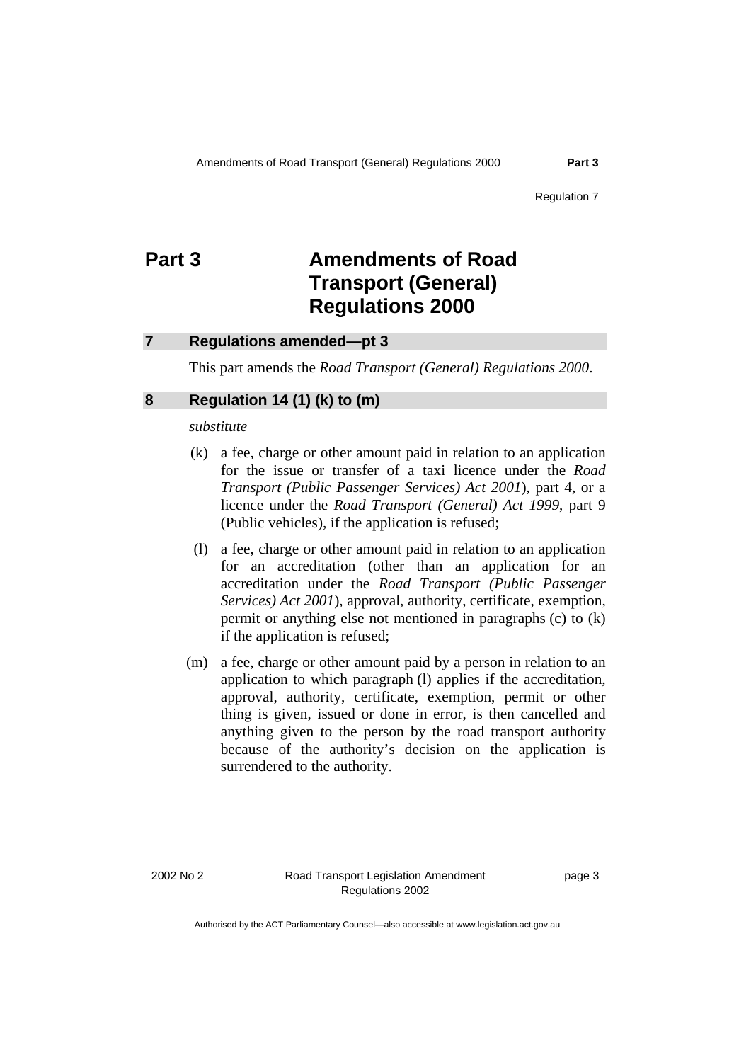# Part 3 Amendments of Road Transport (General) Regulations 2000

## 7 Regulations amended—pt 3

This part amends the *Road Transport (General) Regulations 2000*.

## 8 Regulation 14 (1) (k) to (m)

*substitute*

(k) a fee, charge or other amount paid in relation to an application for the issue or transfer of a taxi licence under the *Road Transport (Public Passenger Services) Act 2001*), part 4, or a licence under the *Road Transport (General) Act 1999*, part 9 (Public vehicles), if the application is refused;

(l) a fee, charge or other amount paid in relation to an application for an accreditation (other than an application for an accreditation under the *Road Transport (Public Passenger Services) Act 2001*), approval, authority, certificate, exemption, permit or anything else not mentioned in paragraphs (c) to (k) if the application is refused;

(m) a fee, charge or other amount paid by a person in relation to an application to which paragraph (l) applies if the accreditation, approval, authority, certificate, exemption, permit or other thing is given, issued or done in error, is then cancelled and anything given to the person by the road transport authority because of the authority's decision on the application is surrendered to the authority.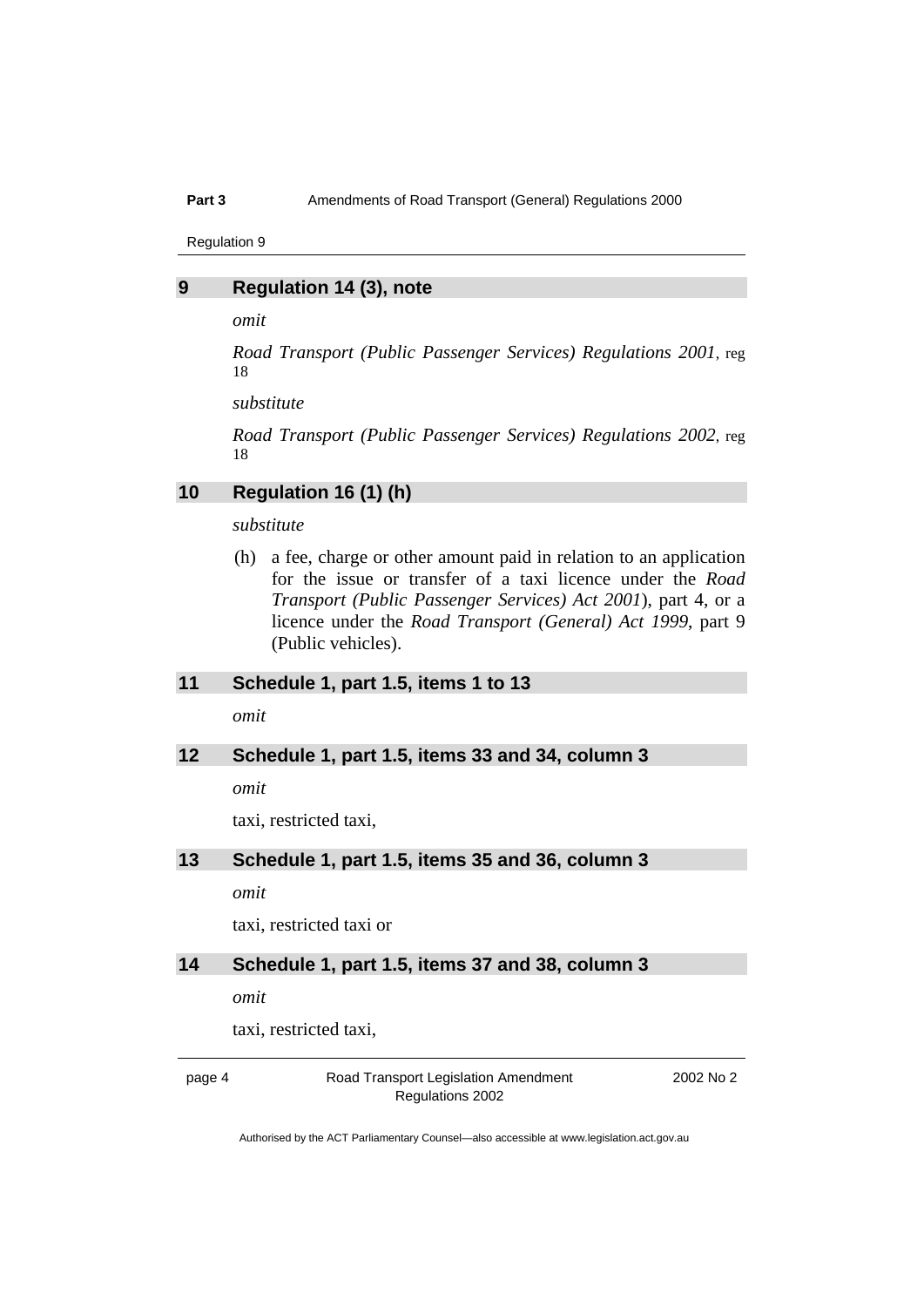## 9 Regulation 14 (3), note

*omit*

*Road Transport (Public Passenger Services) Regulations 2001*, reg 18

*substitute*

*Road Transport (Public Passenger Services) Regulations 2002*, reg 18

## 10 Regulation 16 (1) (h)

*substitute*

(h) a fee, charge or other amount paid in relation to an application for the issue or transfer of a taxi licence under the *Road Transport (Public Passenger Services) Act 2001*), part 4, or a licence under the *Road Transport (General) Act 1999*, part 9 (Public vehicles).

## 11 Schedule 1, part 1.5, items 1 to 13

*omit*

## 12 Schedule 1, part 1.5, items 33 and 34, column 3

*omit*

taxi, restricted taxi,

## 13 Schedule 1, part 1.5, items 35 and 36, column 3

*omit*

taxi, restricted taxi or

## 14 Schedule 1, part 1.5, items 37 and 38, column 3

*omit*

taxi, restricted taxi,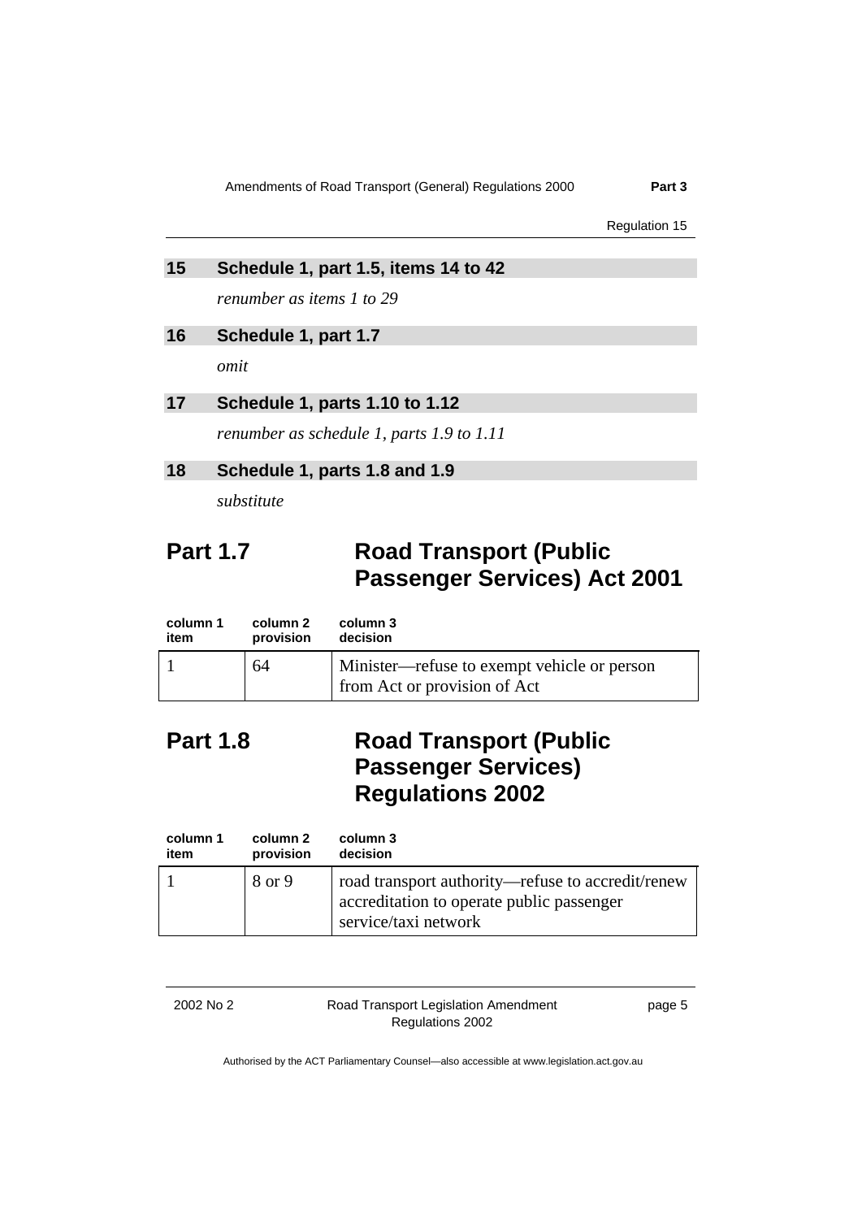### 15 Schedule 1, part 1.5, items 14 to 42

*renumber as items 1 to 29*

### 16 Schedule 1, part 1.7

*omit*

### 17 Schedule 1, parts 1.10 to 1.12

*renumber as schedule 1, parts 1.9 to 1.11*

### 18 Schedule 1, parts 1.8 and 1.9

*substitute*

## Part 1.7 Road Transport (Public Passenger Services) Act 2001

| column 1 item | column 2 provision | column 3 decision |
|---|---|---|
| 1 | 64 | Minister—refuse to exempt vehicle or person from Act or provision of Act |

## Part 1.8 Road Transport (Public Passenger Services) Regulations 2002

| column 1 item | column 2 provision | column 3 decision |
|---|---|---|
| 1 | 8 or 9 | road transport authority—refuse to accredit/renew accreditation to operate public passenger service/taxi network |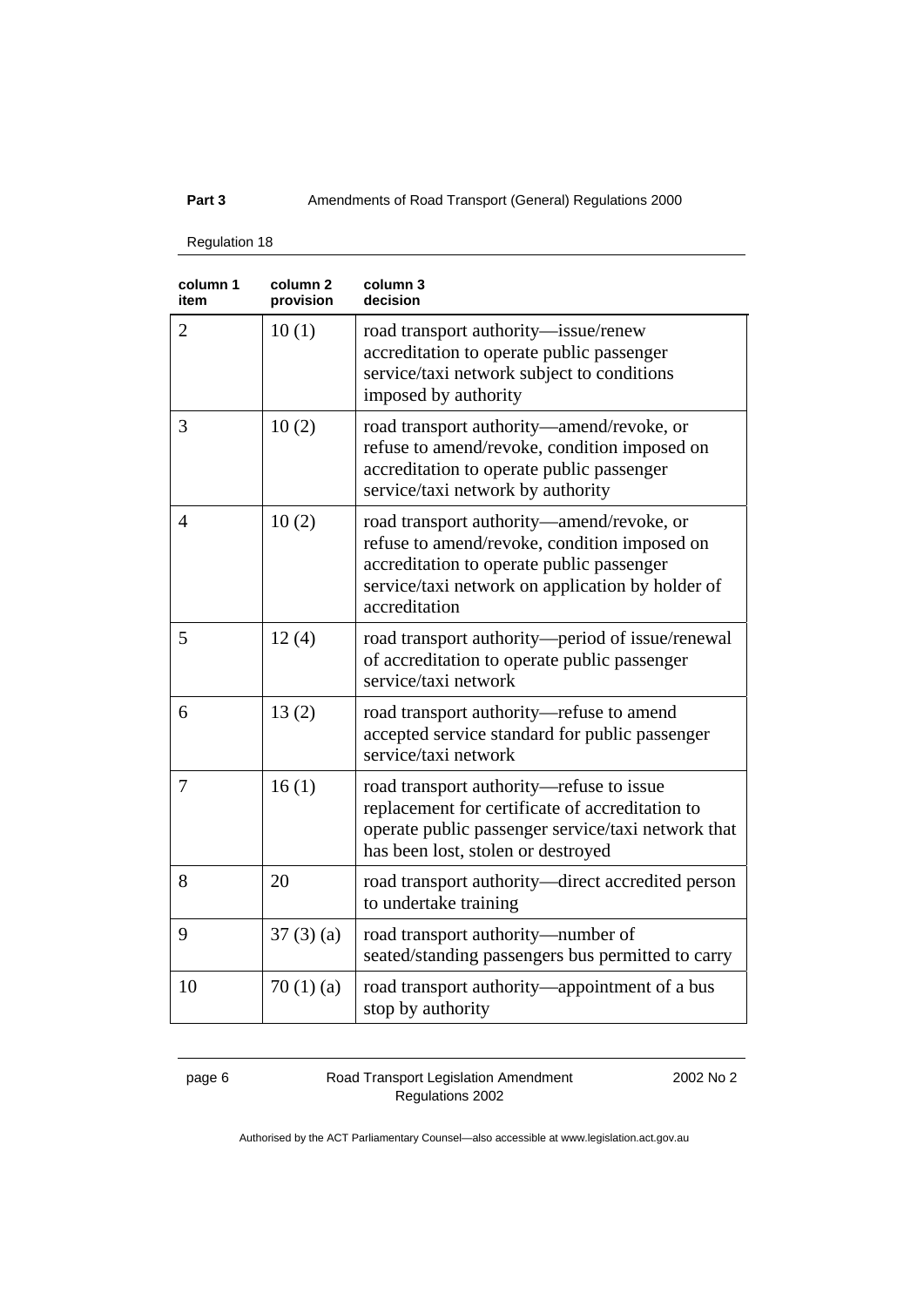| column 1 item | column 2 provision | column 3 decision |
|---|---|---|
| 2 | 10 (1) | road transport authority—issue/renew accreditation to operate public passenger service/taxi network subject to conditions imposed by authority |
| 3 | 10 (2) | road transport authority—amend/revoke, or refuse to amend/revoke, condition imposed on accreditation to operate public passenger service/taxi network by authority |
| 4 | 10 (2) | road transport authority—amend/revoke, or refuse to amend/revoke, condition imposed on accreditation to operate public passenger service/taxi network on application by holder of accreditation |
| 5 | 12 (4) | road transport authority—period of issue/renewal of accreditation to operate public passenger service/taxi network |
| 6 | 13 (2) | road transport authority—refuse to amend accepted service standard for public passenger service/taxi network |
| 7 | 16 (1) | road transport authority—refuse to issue replacement for certificate of accreditation to operate public passenger service/taxi network that has been lost, stolen or destroyed |
| 8 | 20 | road transport authority—direct accredited person to undertake training |
| 9 | 37 (3) (a) | road transport authority—number of seated/standing passengers bus permitted to carry |
| 10 | 70 (1) (a) | road transport authority—appointment of a bus stop by authority |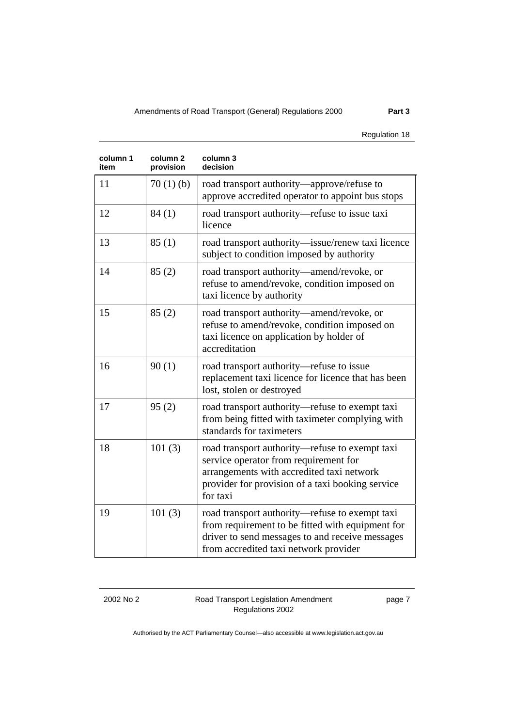| column 1 item | column 2 provision | column 3 decision |
|---|---|---|
| 11 | 70 (1) (b) | road transport authority—approve/refuse to approve accredited operator to appoint bus stops |
| 12 | 84 (1) | road transport authority—refuse to issue taxi licence |
| 13 | 85 (1) | road transport authority—issue/renew taxi licence subject to condition imposed by authority |
| 14 | 85 (2) | road transport authority—amend/revoke, or refuse to amend/revoke, condition imposed on taxi licence by authority |
| 15 | 85 (2) | road transport authority—amend/revoke, or refuse to amend/revoke, condition imposed on taxi licence on application by holder of accreditation |
| 16 | 90 (1) | road transport authority—refuse to issue replacement taxi licence for licence that has been lost, stolen or destroyed |
| 17 | 95 (2) | road transport authority—refuse to exempt taxi from being fitted with taximeter complying with standards for taximeters |
| 18 | 101 (3) | road transport authority—refuse to exempt taxi service operator from requirement for arrangements with accredited taxi network provider for provision of a taxi booking service for taxi |
| 19 | 101 (3) | road transport authority—refuse to exempt taxi from requirement to be fitted with equipment for driver to send messages to and receive messages from accredited taxi network provider |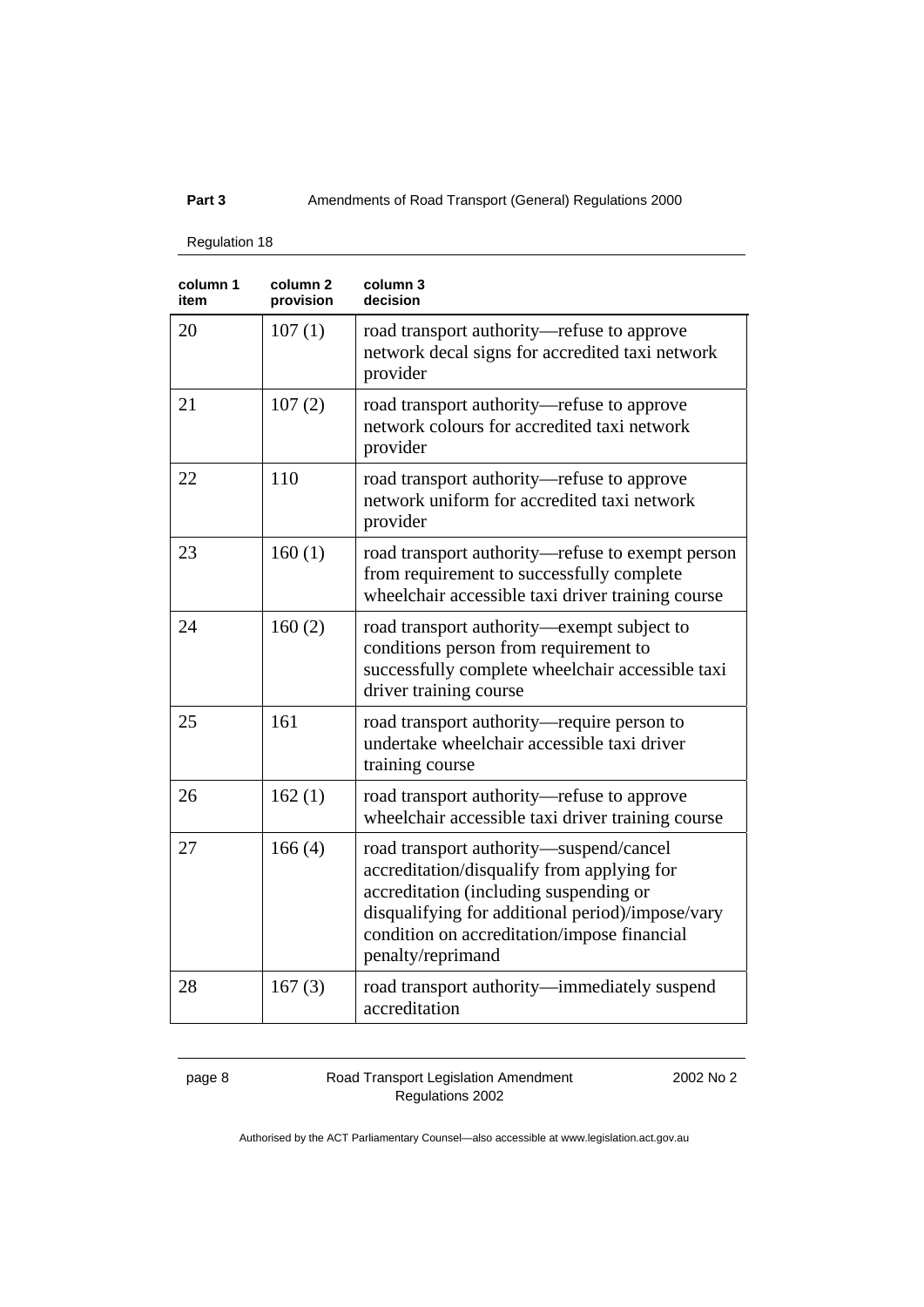| column 1 item | column 2 provision | column 3 decision |
|---|---|---|
| 20 | 107 (1) | road transport authority—refuse to approve network decal signs for accredited taxi network provider |
| 21 | 107 (2) | road transport authority—refuse to approve network colours for accredited taxi network provider |
| 22 | 110 | road transport authority—refuse to approve network uniform for accredited taxi network provider |
| 23 | 160 (1) | road transport authority—refuse to exempt person from requirement to successfully complete wheelchair accessible taxi driver training course |
| 24 | 160 (2) | road transport authority—exempt subject to conditions person from requirement to successfully complete wheelchair accessible taxi driver training course |
| 25 | 161 | road transport authority—require person to undertake wheelchair accessible taxi driver training course |
| 26 | 162 (1) | road transport authority—refuse to approve wheelchair accessible taxi driver training course |
| 27 | 166 (4) | road transport authority—suspend/cancel accreditation/disqualify from applying for accreditation (including suspending or disqualifying for additional period)/impose/vary condition on accreditation/impose financial penalty/reprimand |
| 28 | 167 (3) | road transport authority—immediately suspend accreditation |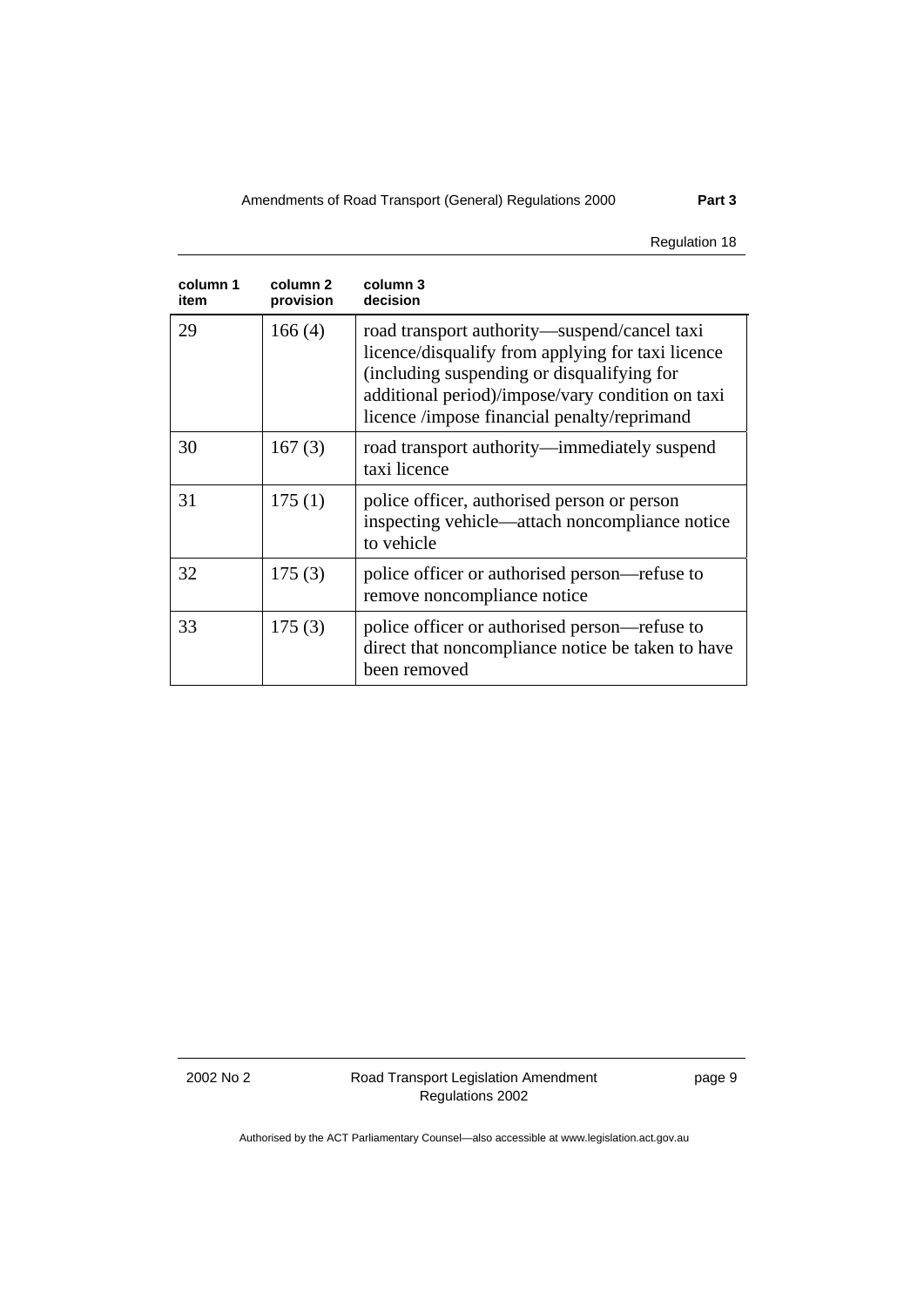| column 1 item | column 2 provision | column 3 decision |
|---|---|---|
| 29 | 166 (4) | road transport authority—suspend/cancel taxi licence/disqualify from applying for taxi licence (including suspending or disqualifying for additional period)/impose/vary condition on taxi licence /impose financial penalty/reprimand |
| 30 | 167 (3) | road transport authority—immediately suspend taxi licence |
| 31 | 175 (1) | police officer, authorised person or person inspecting vehicle—attach noncompliance notice to vehicle |
| 32 | 175 (3) | police officer or authorised person—refuse to remove noncompliance notice |
| 33 | 175 (3) | police officer or authorised person—refuse to direct that noncompliance notice be taken to have been removed |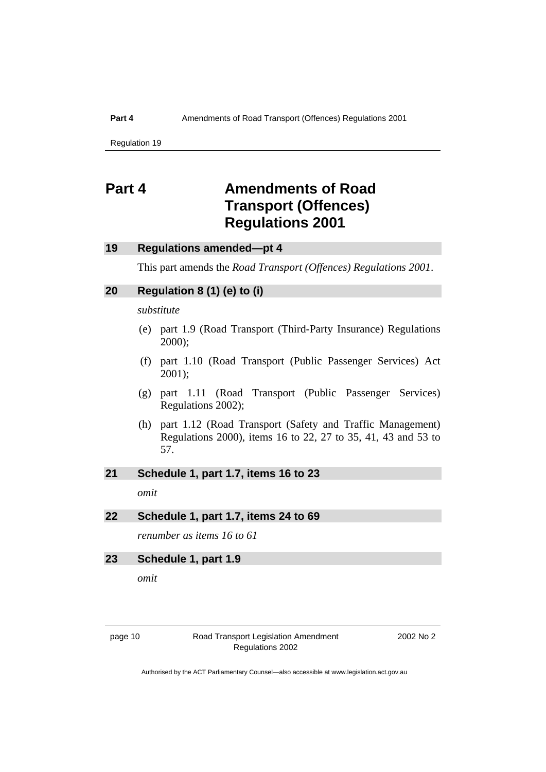# Part 4 Amendments of Road Transport (Offences) Regulations 2001

## 19 Regulations amended—pt 4

This part amends the *Road Transport (Offences) Regulations 2001*.

## 20 Regulation 8 (1) (e) to (i)

*substitute*

(e) part 1.9 (Road Transport (Third-Party Insurance) Regulations 2000);

(f) part 1.10 (Road Transport (Public Passenger Services) Act 2001);

(g) part 1.11 (Road Transport (Public Passenger Services) Regulations 2002);

(h) part 1.12 (Road Transport (Safety and Traffic Management) Regulations 2000), items 16 to 22, 27 to 35, 41, 43 and 53 to 57.

## 21 Schedule 1, part 1.7, items 16 to 23

*omit*

## 22 Schedule 1, part 1.7, items 24 to 69

*renumber as items 16 to 61*

## 23 Schedule 1, part 1.9

*omit*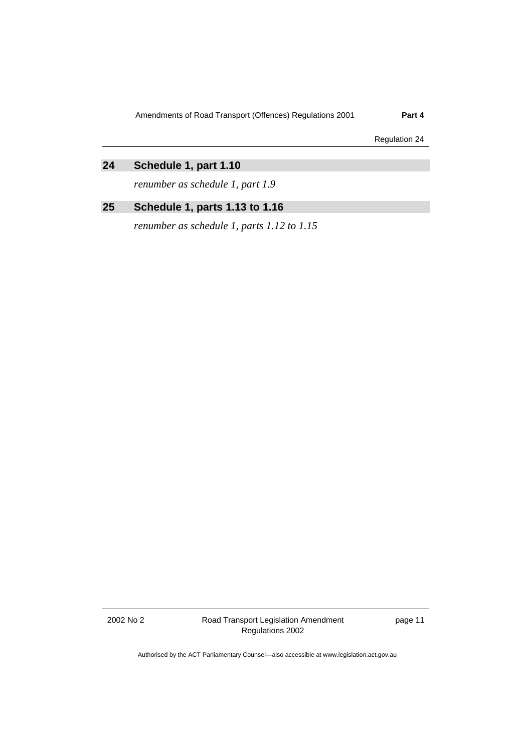## 24 Schedule 1, part 1.10

*renumber as schedule 1, part 1.9*

## 25 Schedule 1, parts 1.13 to 1.16

*renumber as schedule 1, parts 1.12 to 1.15*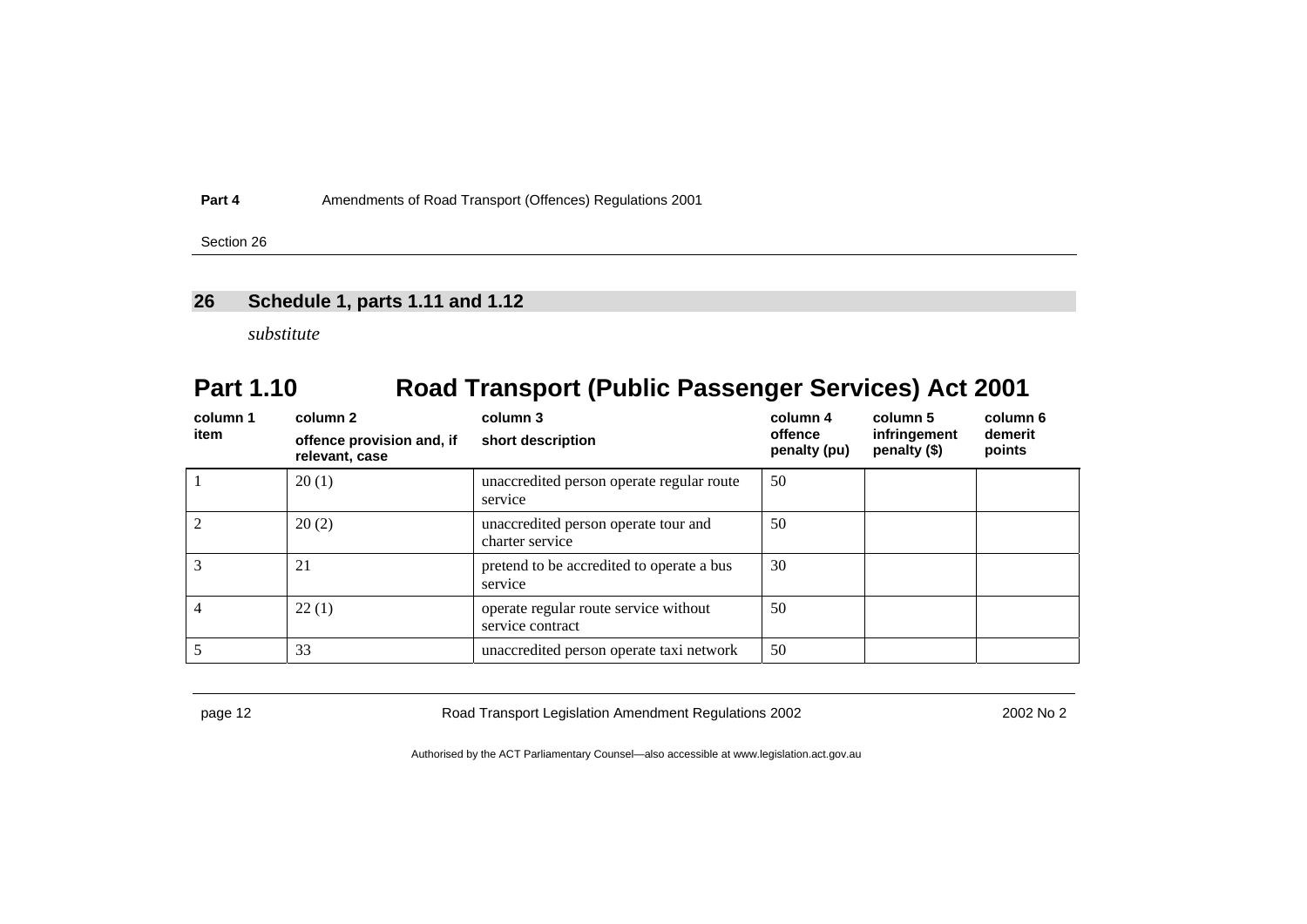## 26 Schedule 1, parts 1.11 and 1.12

*substitute*

# Part 1.10 Road Transport (Public Passenger Services) Act 2001

| column 1<br>item | column 2<br>offence provision and, if relevant, case | column 3<br>short description | column 4<br>offence penalty (pu) | column 5<br>infringement penalty ($) | column 6<br>demerit points |
|---|---|---|---|---|---|
| 1 | 20 (1) | unaccredited person operate regular route service | 50 | | |
| 2 | 20 (2) | unaccredited person operate tour and charter service | 50 | | |
| 3 | 21 | pretend to be accredited to operate a bus service | 30 | | |
| 4 | 22 (1) | operate regular route service without service contract | 50 | | |
| 5 | 33 | unaccredited person operate taxi network | 50 | | |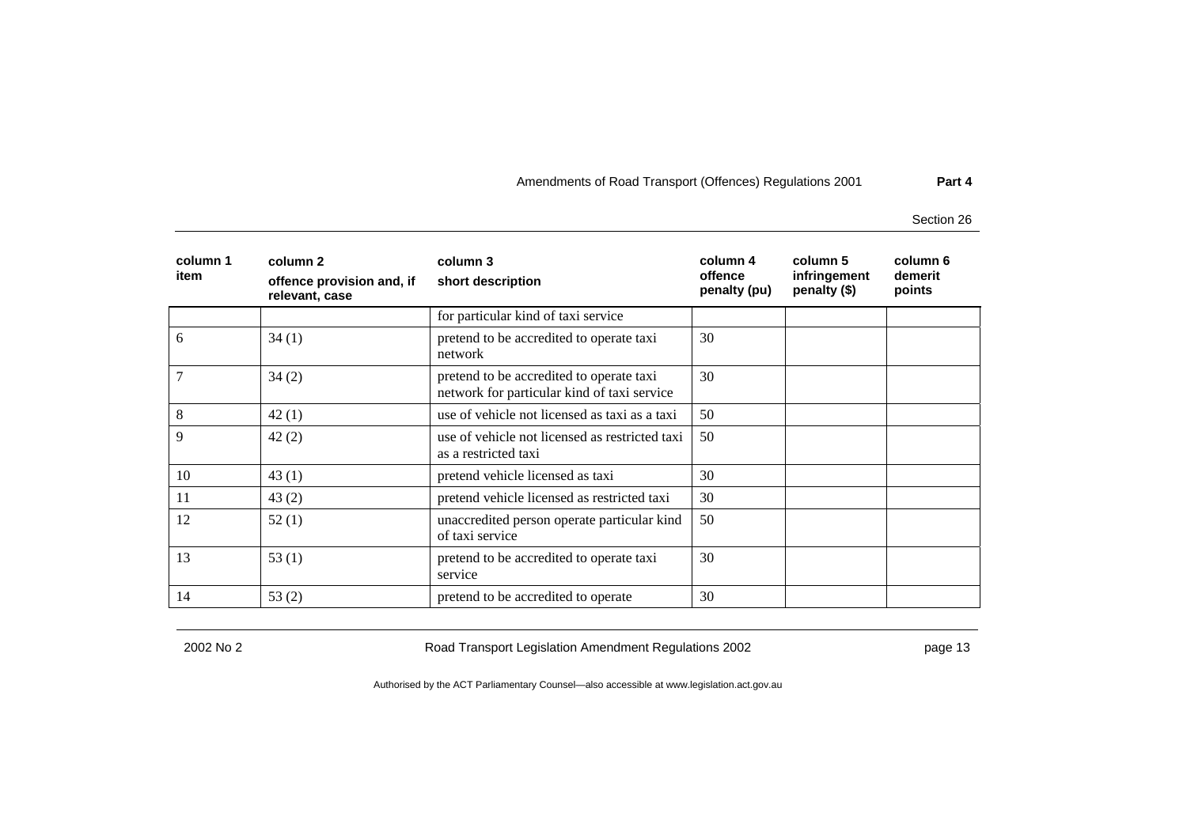| column 1 item | column 2 offence provision and, if relevant, case | column 3 short description | column 4 offence penalty (pu) | column 5 infringement penalty ($) | column 6 demerit points |
|---|---|---|---|---|---|
| | | for particular kind of taxi service | | | |
| 6 | 34 (1) | pretend to be accredited to operate taxi network | 30 | | |
| 7 | 34 (2) | pretend to be accredited to operate taxi network for particular kind of taxi service | 30 | | |
| 8 | 42 (1) | use of vehicle not licensed as taxi as a taxi | 50 | | |
| 9 | 42 (2) | use of vehicle not licensed as restricted taxi as a restricted taxi | 50 | | |
| 10 | 43 (1) | pretend vehicle licensed as taxi | 30 | | |
| 11 | 43 (2) | pretend vehicle licensed as restricted taxi | 30 | | |
| 12 | 52 (1) | unaccredited person operate particular kind of taxi service | 50 | | |
| 13 | 53 (1) | pretend to be accredited to operate taxi service | 30 | | |
| 14 | 53 (2) | pretend to be accredited to operate | 30 | | |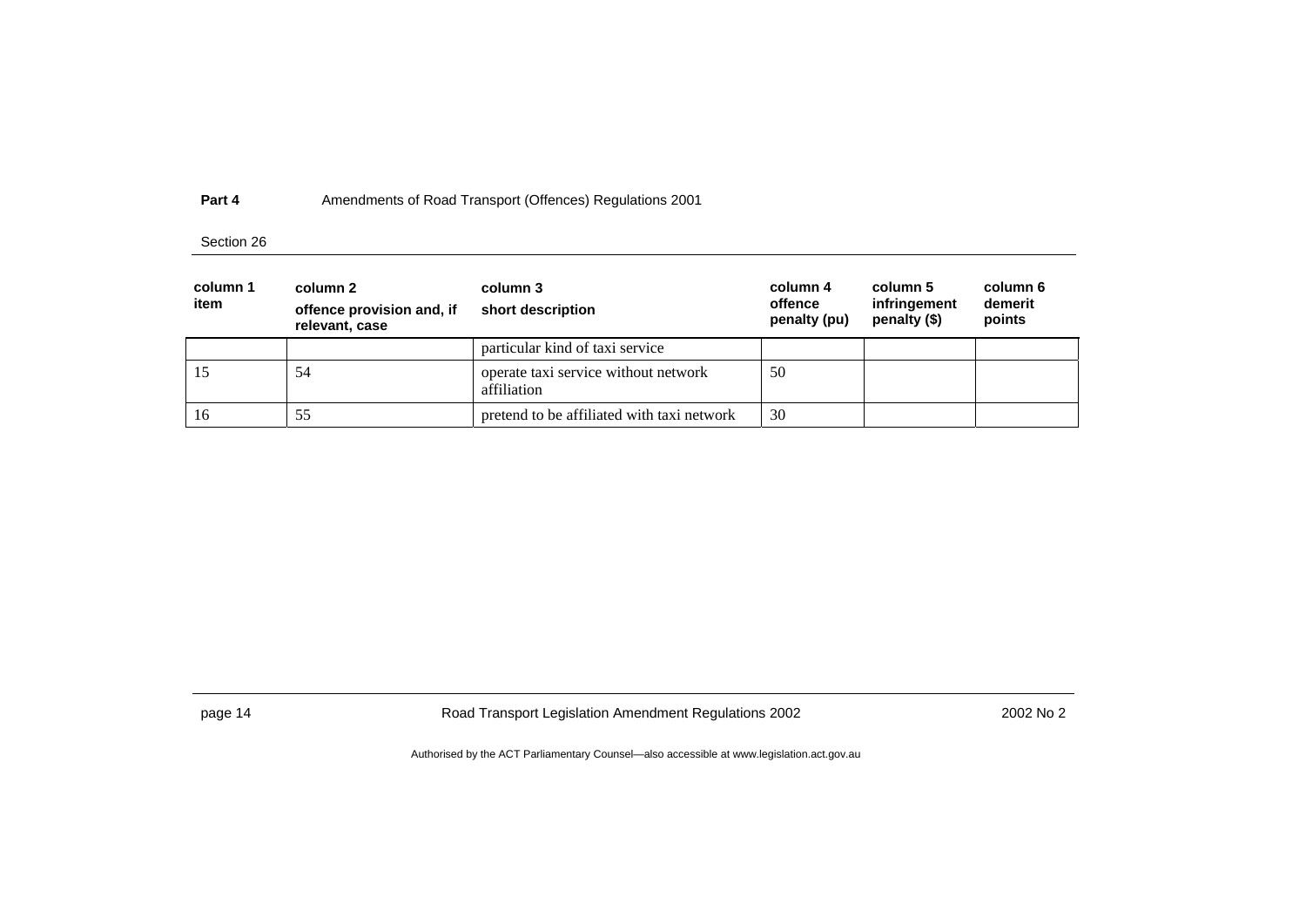| column 1 item | column 2 offence provision and, if relevant, case | column 3 short description | column 4 offence penalty (pu) | column 5 infringement penalty ($) | column 6 demerit points |
|---|---|---|---|---|---|
| | | particular kind of taxi service | | | |
| 15 | 54 | operate taxi service without network affiliation | 50 | | |
| 16 | 55 | pretend to be affiliated with taxi network | 30 | | |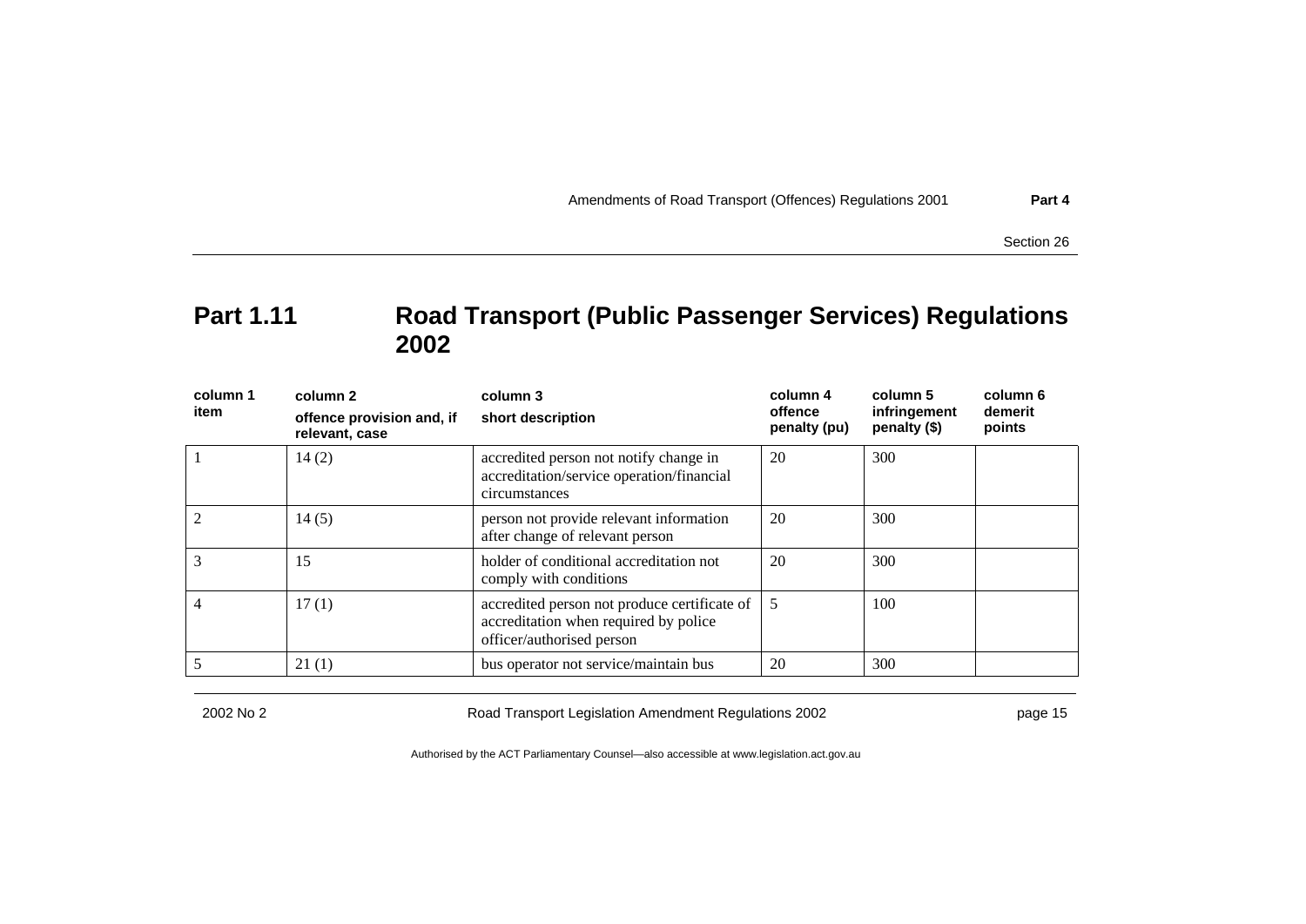## Part 1.11 Road Transport (Public Passenger Services) Regulations 2002

| column 1<br>item | column 2<br>offence provision and, if relevant, case | column 3<br>short description | column 4<br>offence penalty (pu) | column 5<br>infringement penalty ($) | column 6<br>demerit points |
|---|---|---|---|---|---|
| 1 | 14 (2) | accredited person not notify change in accreditation/service operation/financial circumstances | 20 | 300 | |
| 2 | 14 (5) | person not provide relevant information after change of relevant person | 20 | 300 | |
| 3 | 15 | holder of conditional accreditation not comply with conditions | 20 | 300 | |
| 4 | 17 (1) | accredited person not produce certificate of accreditation when required by police officer/authorised person | 5 | 100 | |
| 5 | 21 (1) | bus operator not service/maintain bus | 20 | 300 | |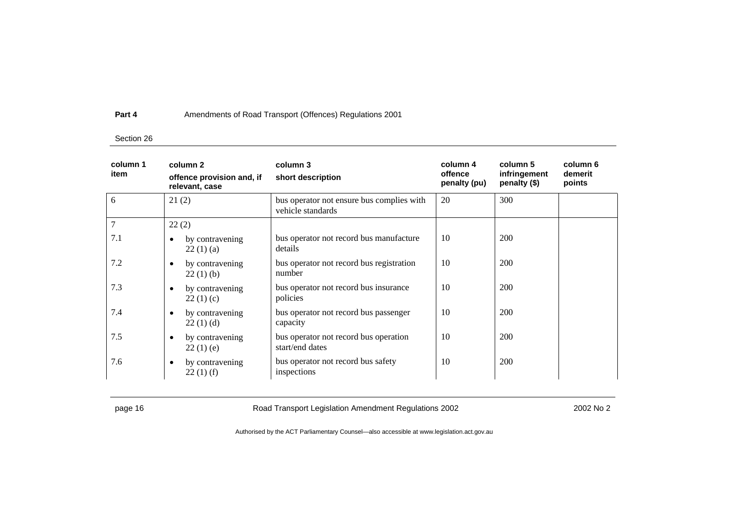| column 1 item | column 2 offence provision and, if relevant, case | column 3 short description | column 4 offence penalty (pu) | column 5 infringement penalty ($) | column 6 demerit points |
|---|---|---|---|---|---|
| 6 | 21 (2) | bus operator not ensure bus complies with vehicle standards | 20 | 300 | |
| 7 | 22 (2) | | | | |
| 7.1 | • by contravening 22 (1) (a) | bus operator not record bus manufacture details | 10 | 200 | |
| 7.2 | • by contravening 22 (1) (b) | bus operator not record bus registration number | 10 | 200 | |
| 7.3 | • by contravening 22 (1) (c) | bus operator not record bus insurance policies | 10 | 200 | |
| 7.4 | • by contravening 22 (1) (d) | bus operator not record bus passenger capacity | 10 | 200 | |
| 7.5 | • by contravening 22 (1) (e) | bus operator not record bus operation start/end dates | 10 | 200 | |
| 7.6 | • by contravening 22 (1) (f) | bus operator not record bus safety inspections | 10 | 200 | |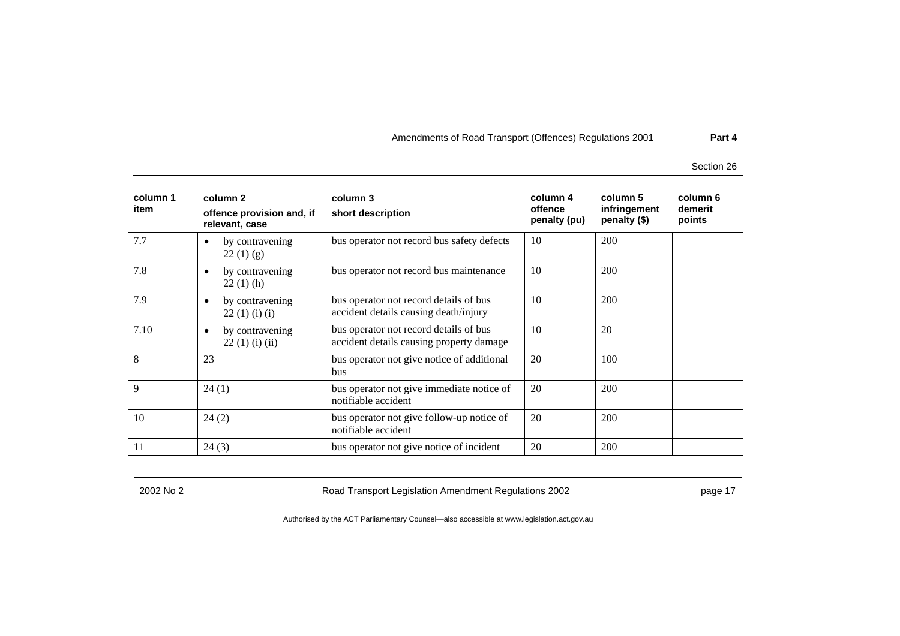| column 1 item | column 2 offence provision and, if relevant, case | column 3 short description | column 4 offence penalty (pu) | column 5 infringement penalty ($) | column 6 demerit points |
|---|---|---|---|---|---|
| 7.7 | • by contravening 22 (1) (g) | bus operator not record bus safety defects | 10 | 200 | |
| 7.8 | • by contravening 22 (1) (h) | bus operator not record bus maintenance | 10 | 200 | |
| 7.9 | • by contravening 22 (1) (i) (i) | bus operator not record details of bus accident details causing death/injury | 10 | 200 | |
| 7.10 | • by contravening 22 (1) (i) (ii) | bus operator not record details of bus accident details causing property damage | 10 | 20 | |
| 8 | 23 | bus operator not give notice of additional bus | 20 | 100 | |
| 9 | 24 (1) | bus operator not give immediate notice of notifiable accident | 20 | 200 | |
| 10 | 24 (2) | bus operator not give follow-up notice of notifiable accident | 20 | 200 | |
| 11 | 24 (3) | bus operator not give notice of incident | 20 | 200 | |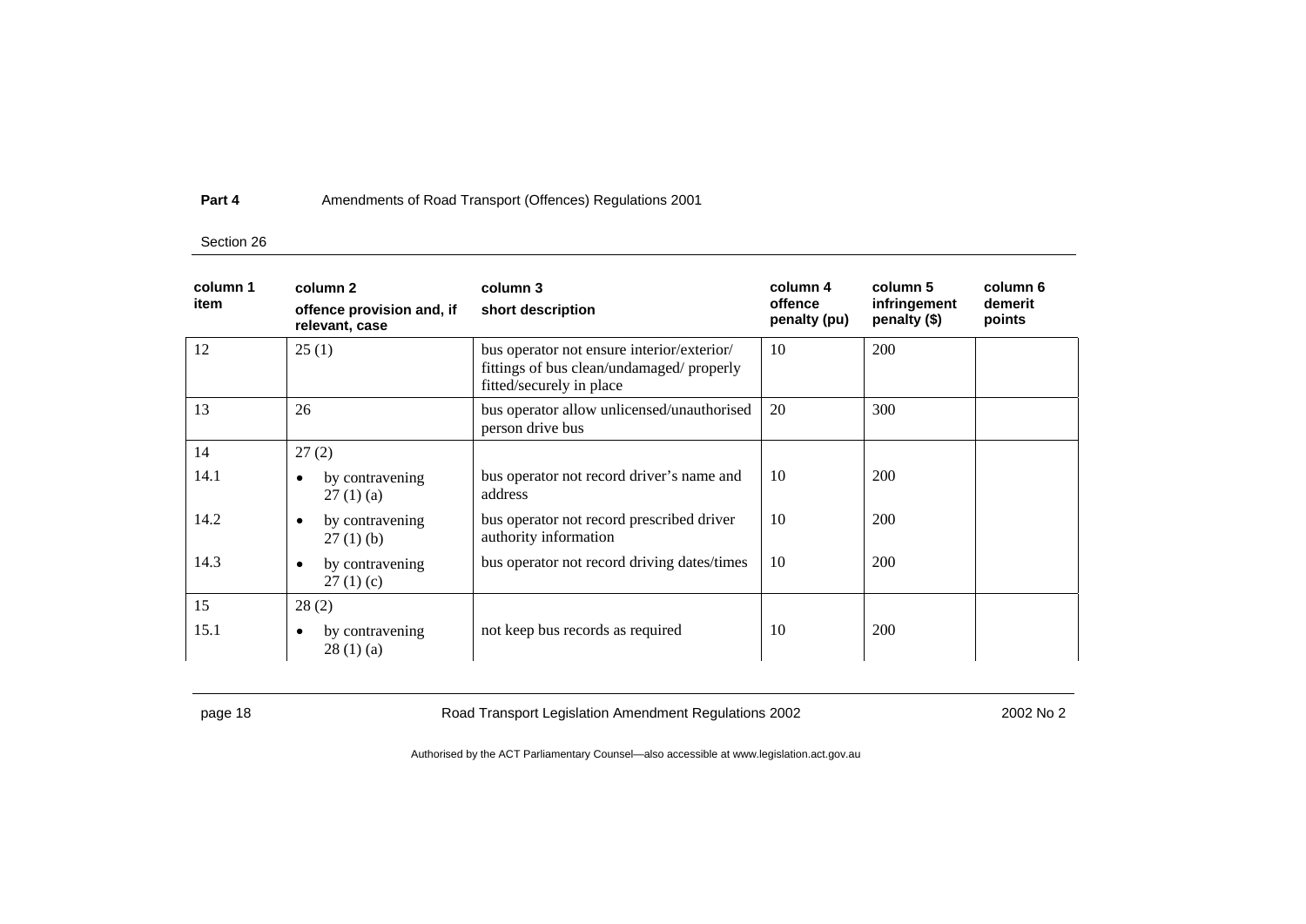| column 1 item | column 2 offence provision and, if relevant, case | column 3 short description | column 4 offence penalty (pu) | column 5 infringement penalty ($) | column 6 demerit points |
|---|---|---|---|---|---|
| 12 | 25 (1) | bus operator not ensure interior/exterior/ fittings of bus clean/undamaged/ properly fitted/securely in place | 10 | 200 | |
| 13 | 26 | bus operator allow unlicensed/unauthorised person drive bus | 20 | 300 | |
| 14 | 27 (2) | | | | |
| 14.1 | • by contravening 27 (1) (a) | bus operator not record driver's name and address | 10 | 200 | |
| 14.2 | • by contravening 27 (1) (b) | bus operator not record prescribed driver authority information | 10 | 200 | |
| 14.3 | • by contravening 27 (1) (c) | bus operator not record driving dates/times | 10 | 200 | |
| 15 | 28 (2) | | | | |
| 15.1 | • by contravening 28 (1) (a) | not keep bus records as required | 10 | 200 | |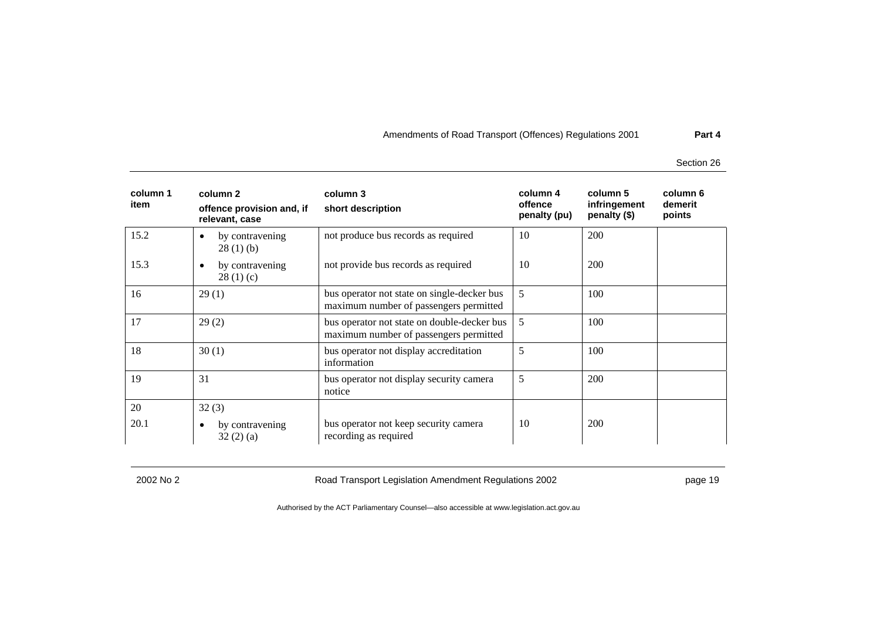| column 1 item | column 2 offence provision and, if relevant, case | column 3 short description | column 4 offence penalty (pu) | column 5 infringement penalty ($) | column 6 demerit points |
|---|---|---|---|---|---|
| 15.2 | • by contravening 28 (1) (b) | not produce bus records as required | 10 | 200 | |
| 15.3 | • by contravening 28 (1) (c) | not provide bus records as required | 10 | 200 | |
| 16 | 29 (1) | bus operator not state on single-decker bus maximum number of passengers permitted | 5 | 100 | |
| 17 | 29 (2) | bus operator not state on double-decker bus maximum number of passengers permitted | 5 | 100 | |
| 18 | 30 (1) | bus operator not display accreditation information | 5 | 100 | |
| 19 | 31 | bus operator not display security camera notice | 5 | 200 | |
| 20 | 32 (3) | | | | |
| 20.1 | • by contravening 32 (2) (a) | bus operator not keep security camera recording as required | 10 | 200 | |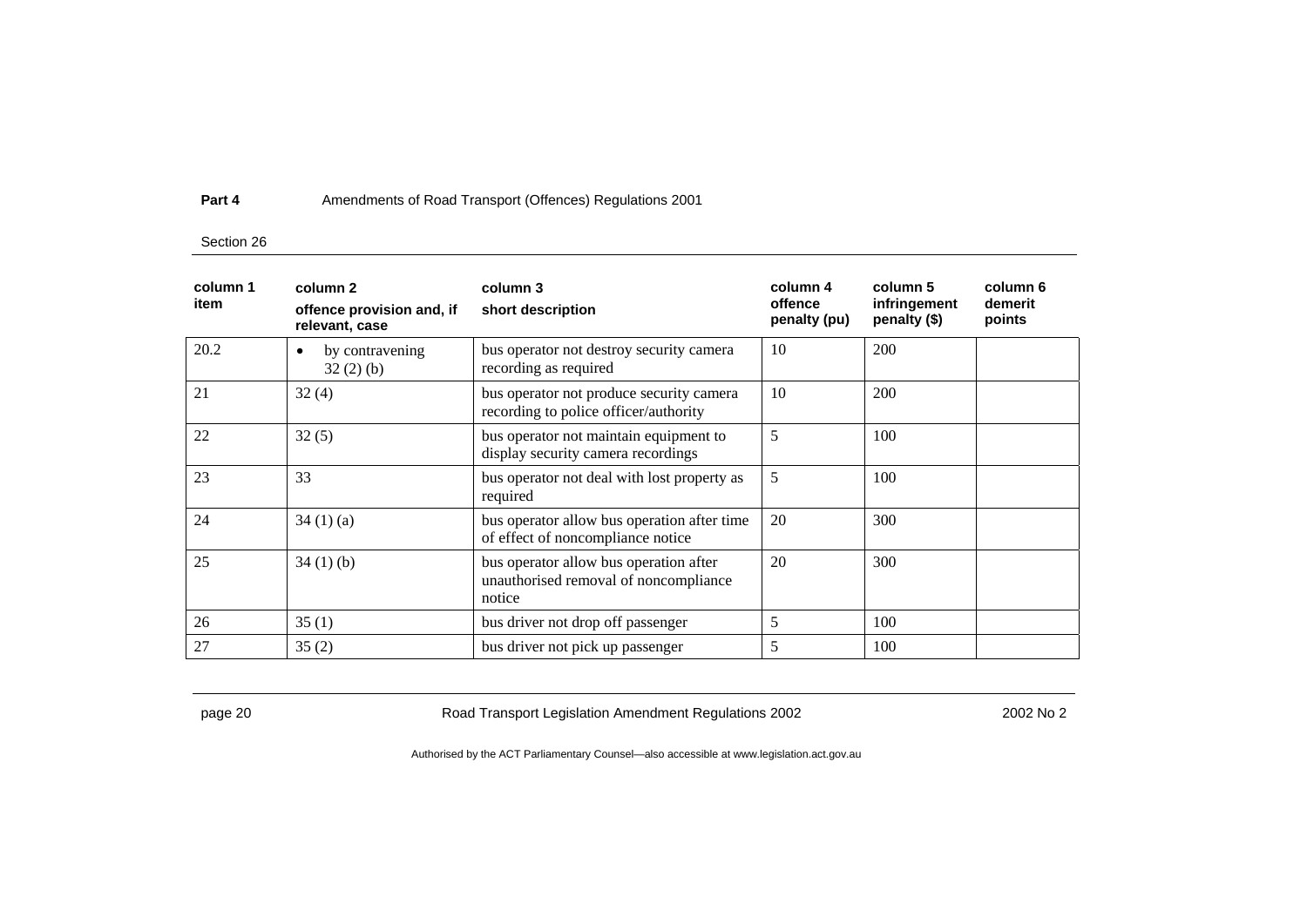| column 1 item | column 2 offence provision and, if relevant, case | column 3 short description | column 4 offence penalty (pu) | column 5 infringement penalty ($) | column 6 demerit points |
|---|---|---|---|---|---|
| 20.2 | • by contravening 32 (2) (b) | bus operator not destroy security camera recording as required | 10 | 200 | |
| 21 | 32 (4) | bus operator not produce security camera recording to police officer/authority | 10 | 200 | |
| 22 | 32 (5) | bus operator not maintain equipment to display security camera recordings | 5 | 100 | |
| 23 | 33 | bus operator not deal with lost property as required | 5 | 100 | |
| 24 | 34 (1) (a) | bus operator allow bus operation after time of effect of noncompliance notice | 20 | 300 | |
| 25 | 34 (1) (b) | bus operator allow bus operation after unauthorised removal of noncompliance notice | 20 | 300 | |
| 26 | 35 (1) | bus driver not drop off passenger | 5 | 100 | |
| 27 | 35 (2) | bus driver not pick up passenger | 5 | 100 | |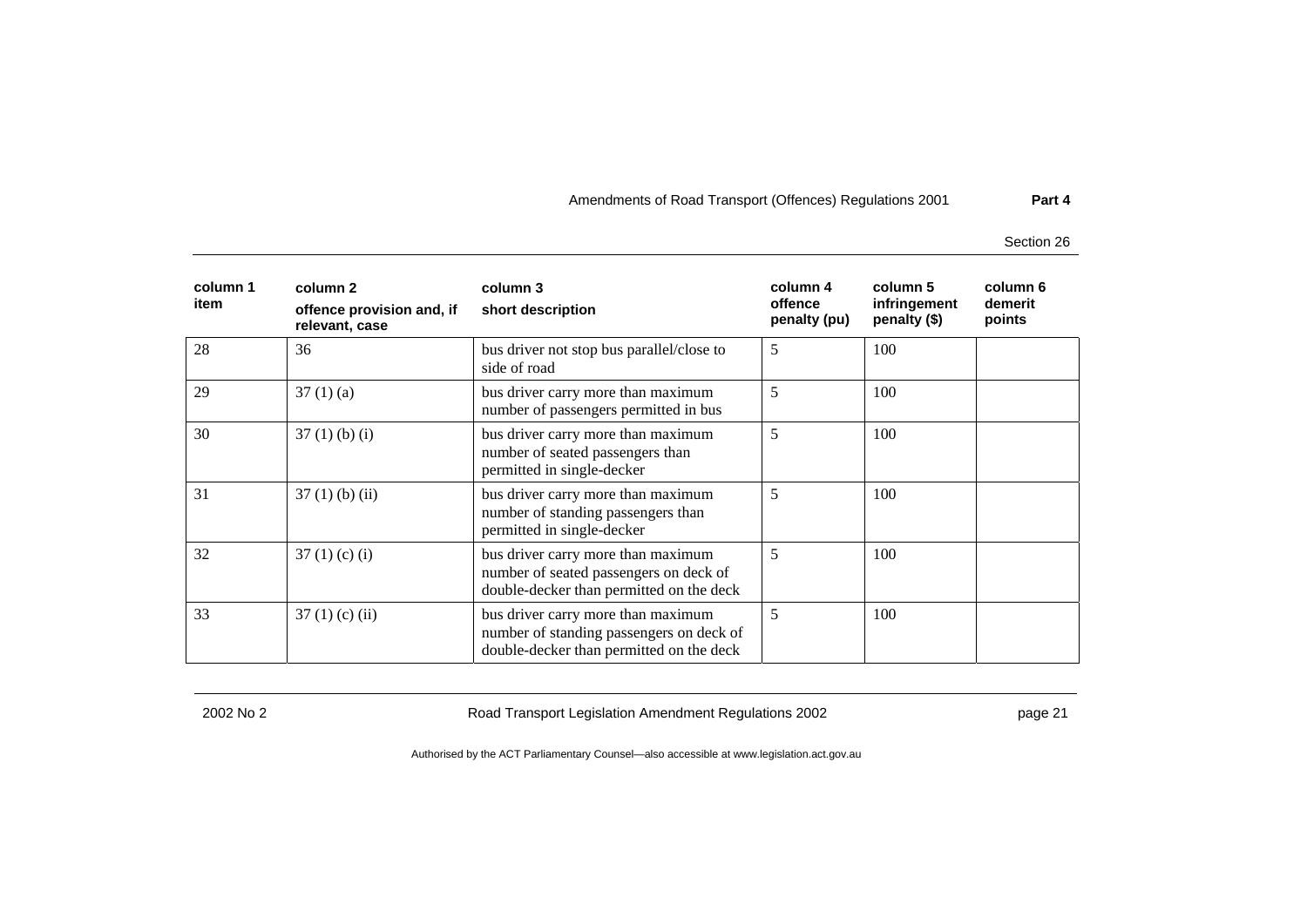| column 1 item | column 2 offence provision and, if relevant, case | column 3 short description | column 4 offence penalty (pu) | column 5 infringement penalty ($) | column 6 demerit points |
|---|---|---|---|---|---|
| 28 | 36 | bus driver not stop bus parallel/close to side of road | 5 | 100 | |
| 29 | 37 (1) (a) | bus driver carry more than maximum number of passengers permitted in bus | 5 | 100 | |
| 30 | 37 (1) (b) (i) | bus driver carry more than maximum number of seated passengers than permitted in single-decker | 5 | 100 | |
| 31 | 37 (1) (b) (ii) | bus driver carry more than maximum number of standing passengers than permitted in single-decker | 5 | 100 | |
| 32 | 37 (1) (c) (i) | bus driver carry more than maximum number of seated passengers on deck of double-decker than permitted on the deck | 5 | 100 | |
| 33 | 37 (1) (c) (ii) | bus driver carry more than maximum number of standing passengers on deck of double-decker than permitted on the deck | 5 | 100 | |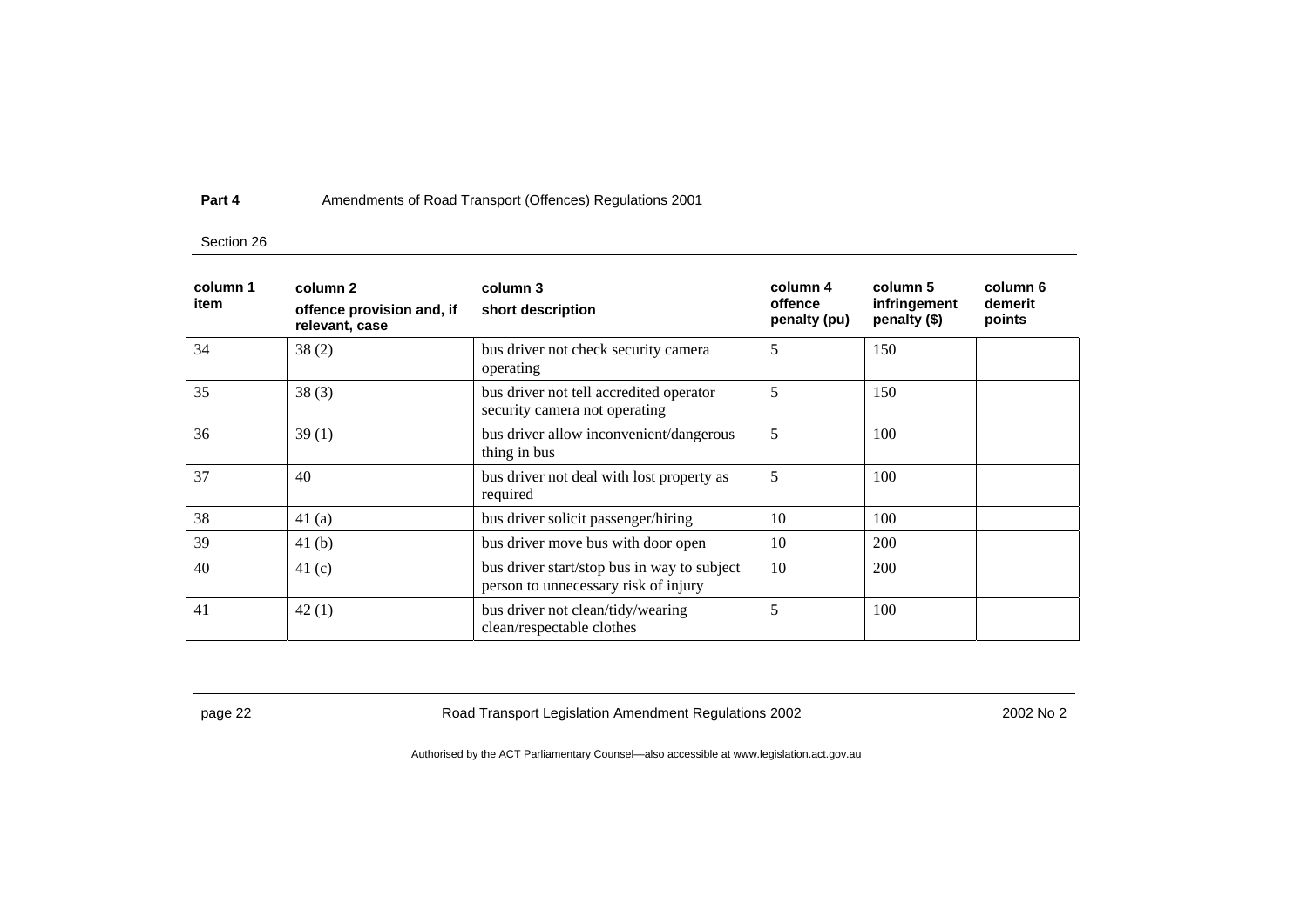| column 1 item | column 2 offence provision and, if relevant, case | column 3 short description | column 4 offence penalty (pu) | column 5 infringement penalty ($) | column 6 demerit points |
|---|---|---|---|---|---|
| 34 | 38 (2) | bus driver not check security camera operating | 5 | 150 | |
| 35 | 38 (3) | bus driver not tell accredited operator security camera not operating | 5 | 150 | |
| 36 | 39 (1) | bus driver allow inconvenient/dangerous thing in bus | 5 | 100 | |
| 37 | 40 | bus driver not deal with lost property as required | 5 | 100 | |
| 38 | 41 (a) | bus driver solicit passenger/hiring | 10 | 100 | |
| 39 | 41 (b) | bus driver move bus with door open | 10 | 200 | |
| 40 | 41 (c) | bus driver start/stop bus in way to subject person to unnecessary risk of injury | 10 | 200 | |
| 41 | 42 (1) | bus driver not clean/tidy/wearing clean/respectable clothes | 5 | 100 | |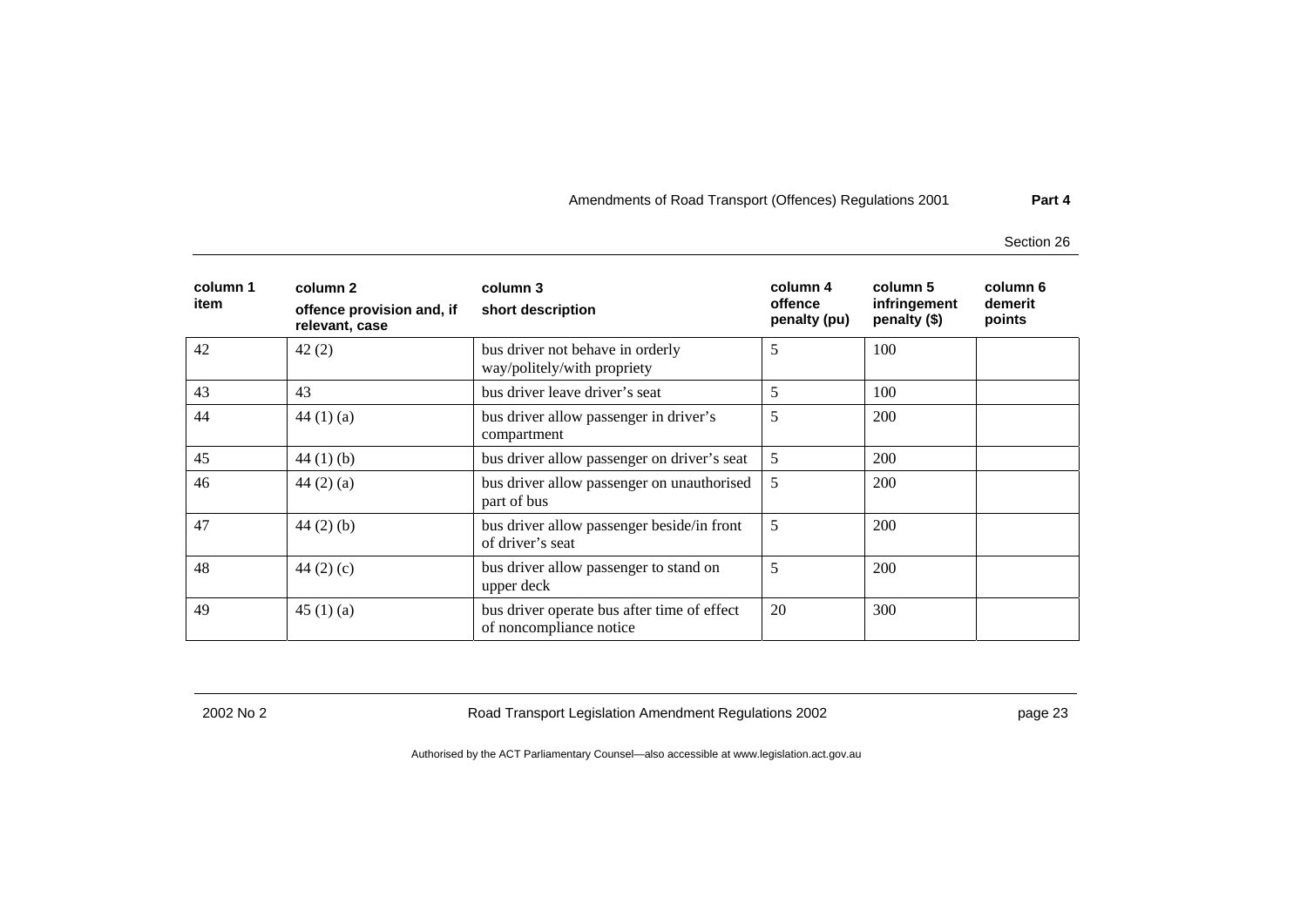| column 1 item | column 2 offence provision and, if relevant, case | column 3 short description | column 4 offence penalty (pu) | column 5 infringement penalty ($) | column 6 demerit points |
|---|---|---|---|---|---|
| 42 | 42 (2) | bus driver not behave in orderly way/politely/with propriety | 5 | 100 | |
| 43 | 43 | bus driver leave driver's seat | 5 | 100 | |
| 44 | 44 (1) (a) | bus driver allow passenger in driver's compartment | 5 | 200 | |
| 45 | 44 (1) (b) | bus driver allow passenger on driver's seat | 5 | 200 | |
| 46 | 44 (2) (a) | bus driver allow passenger on unauthorised part of bus | 5 | 200 | |
| 47 | 44 (2) (b) | bus driver allow passenger beside/in front of driver's seat | 5 | 200 | |
| 48 | 44 (2) (c) | bus driver allow passenger to stand on upper deck | 5 | 200 | |
| 49 | 45 (1) (a) | bus driver operate bus after time of effect of noncompliance notice | 20 | 300 | |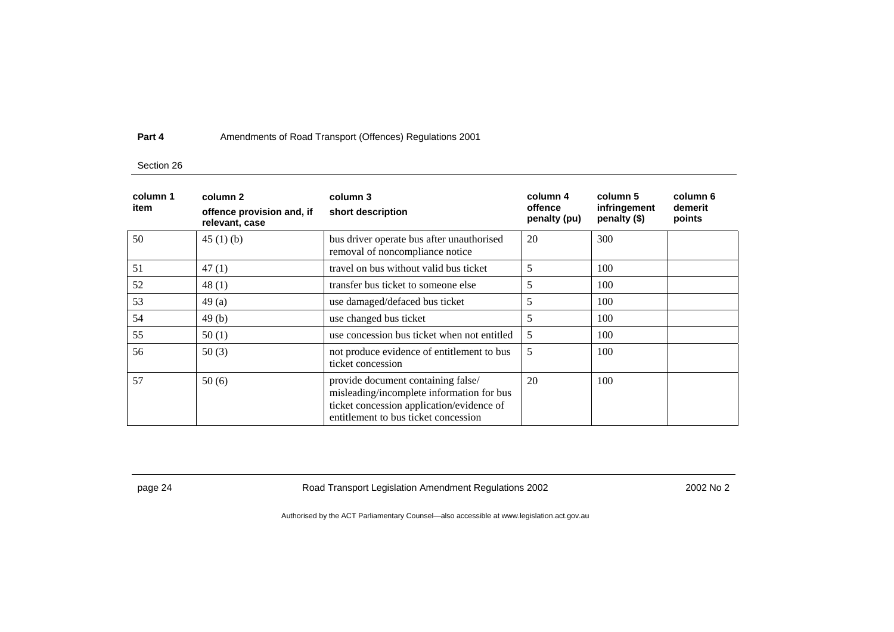| column 1 item | column 2 offence provision and, if relevant, case | column 3 short description | column 4 offence penalty (pu) | column 5 infringement penalty ($) | column 6 demerit points |
|---|---|---|---|---|---|
| 50 | 45 (1) (b) | bus driver operate bus after unauthorised removal of noncompliance notice | 20 | 300 | |
| 51 | 47 (1) | travel on bus without valid bus ticket | 5 | 100 | |
| 52 | 48 (1) | transfer bus ticket to someone else | 5 | 100 | |
| 53 | 49 (a) | use damaged/defaced bus ticket | 5 | 100 | |
| 54 | 49 (b) | use changed bus ticket | 5 | 100 | |
| 55 | 50 (1) | use concession bus ticket when not entitled | 5 | 100 | |
| 56 | 50 (3) | not produce evidence of entitlement to bus ticket concession | 5 | 100 | |
| 57 | 50 (6) | provide document containing false/ misleading/incomplete information for bus ticket concession application/evidence of entitlement to bus ticket concession | 20 | 100 | |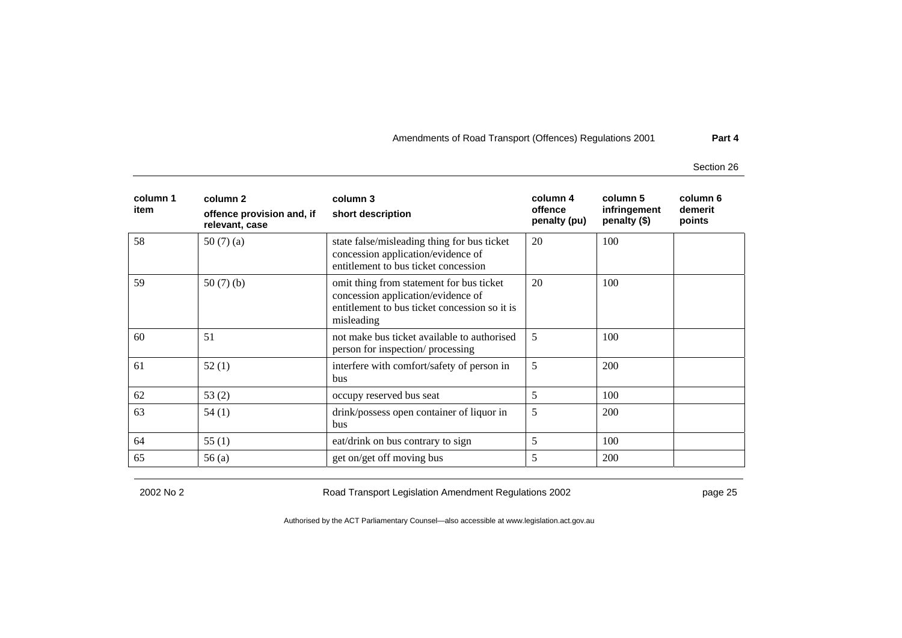| column 1 item | column 2 offence provision and, if relevant, case | column 3 short description | column 4 offence penalty (pu) | column 5 infringement penalty ($) | column 6 demerit points |
|---|---|---|---|---|---|
| 58 | 50 (7) (a) | state false/misleading thing for bus ticket concession application/evidence of entitlement to bus ticket concession | 20 | 100 | |
| 59 | 50 (7) (b) | omit thing from statement for bus ticket concession application/evidence of entitlement to bus ticket concession so it is misleading | 20 | 100 | |
| 60 | 51 | not make bus ticket available to authorised person for inspection/ processing | 5 | 100 | |
| 61 | 52 (1) | interfere with comfort/safety of person in bus | 5 | 200 | |
| 62 | 53 (2) | occupy reserved bus seat | 5 | 100 | |
| 63 | 54 (1) | drink/possess open container of liquor in bus | 5 | 200 | |
| 64 | 55 (1) | eat/drink on bus contrary to sign | 5 | 100 | |
| 65 | 56 (a) | get on/get off moving bus | 5 | 200 | |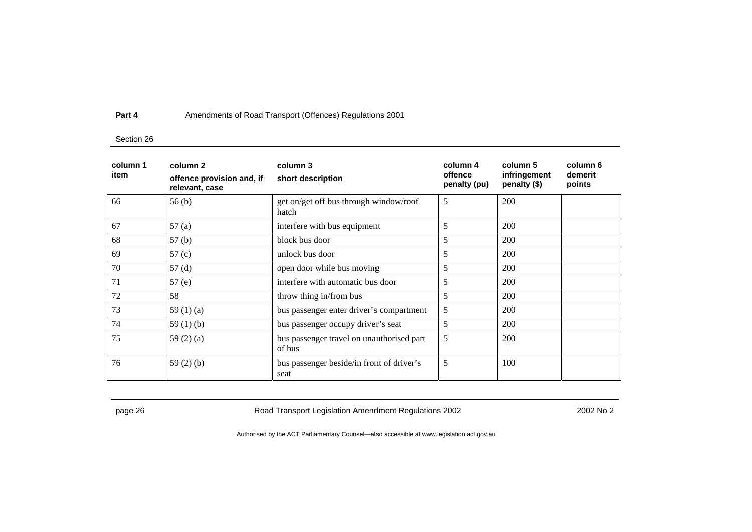| column 1 item | column 2 offence provision and, if relevant, case | column 3 short description | column 4 offence penalty (pu) | column 5 infringement penalty ($) | column 6 demerit points |
|---|---|---|---|---|---|
| 66 | 56 (b) | get on/get off bus through window/roof hatch | 5 | 200 | |
| 67 | 57 (a) | interfere with bus equipment | 5 | 200 | |
| 68 | 57 (b) | block bus door | 5 | 200 | |
| 69 | 57 (c) | unlock bus door | 5 | 200 | |
| 70 | 57 (d) | open door while bus moving | 5 | 200 | |
| 71 | 57 (e) | interfere with automatic bus door | 5 | 200 | |
| 72 | 58 | throw thing in/from bus | 5 | 200 | |
| 73 | 59 (1) (a) | bus passenger enter driver's compartment | 5 | 200 | |
| 74 | 59 (1) (b) | bus passenger occupy driver's seat | 5 | 200 | |
| 75 | 59 (2) (a) | bus passenger travel on unauthorised part of bus | 5 | 200 | |
| 76 | 59 (2) (b) | bus passenger beside/in front of driver's seat | 5 | 100 | |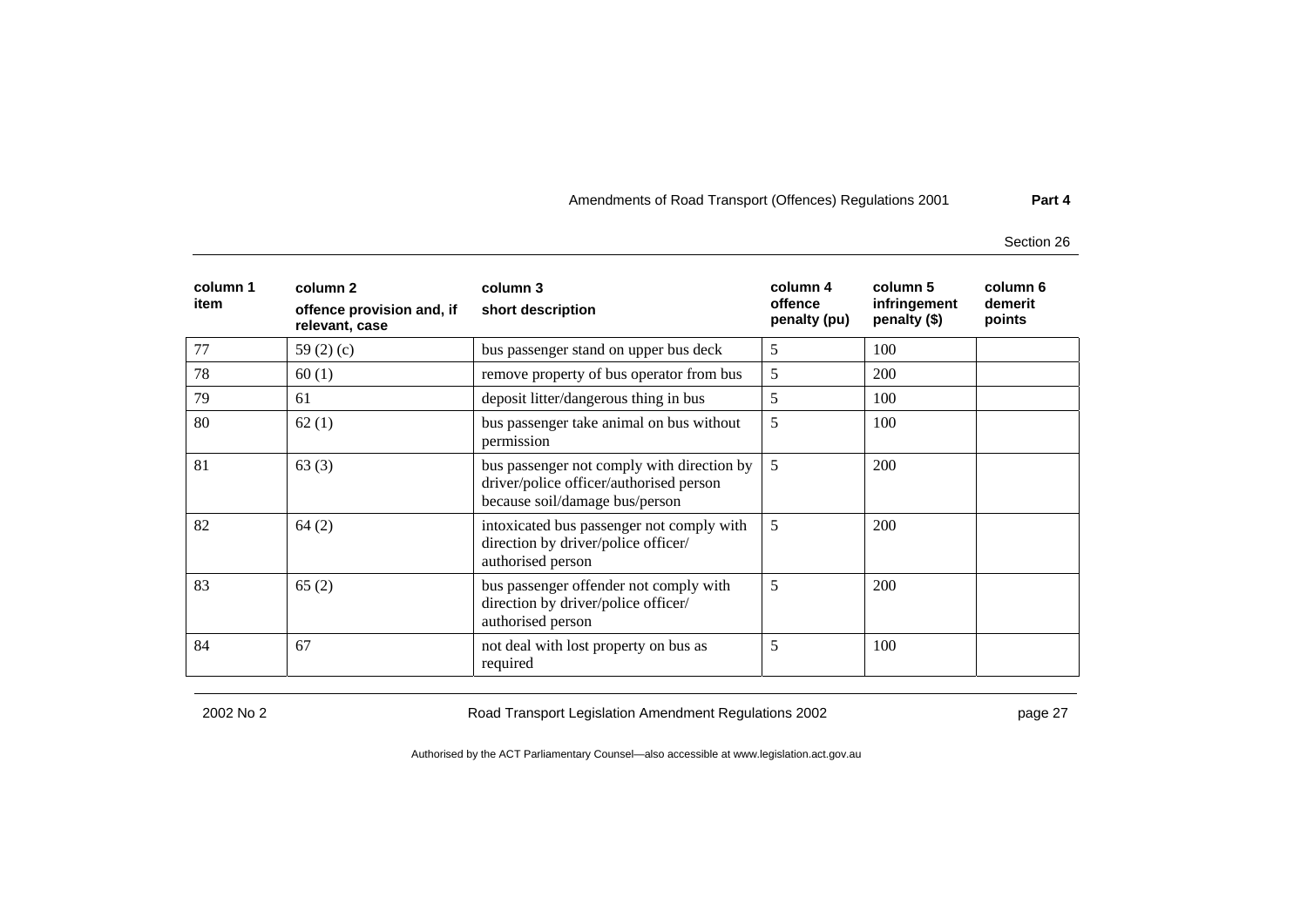| column 1 item | column 2 offence provision and, if relevant, case | column 3 short description | column 4 offence penalty (pu) | column 5 infringement penalty ($) | column 6 demerit points |
|---|---|---|---|---|---|
| 77 | 59 (2) (c) | bus passenger stand on upper bus deck | 5 | 100 | |
| 78 | 60 (1) | remove property of bus operator from bus | 5 | 200 | |
| 79 | 61 | deposit litter/dangerous thing in bus | 5 | 100 | |
| 80 | 62 (1) | bus passenger take animal on bus without permission | 5 | 100 | |
| 81 | 63 (3) | bus passenger not comply with direction by driver/police officer/authorised person because soil/damage bus/person | 5 | 200 | |
| 82 | 64 (2) | intoxicated bus passenger not comply with direction by driver/police officer/ authorised person | 5 | 200 | |
| 83 | 65 (2) | bus passenger offender not comply with direction by driver/police officer/ authorised person | 5 | 200 | |
| 84 | 67 | not deal with lost property on bus as required | 5 | 100 | |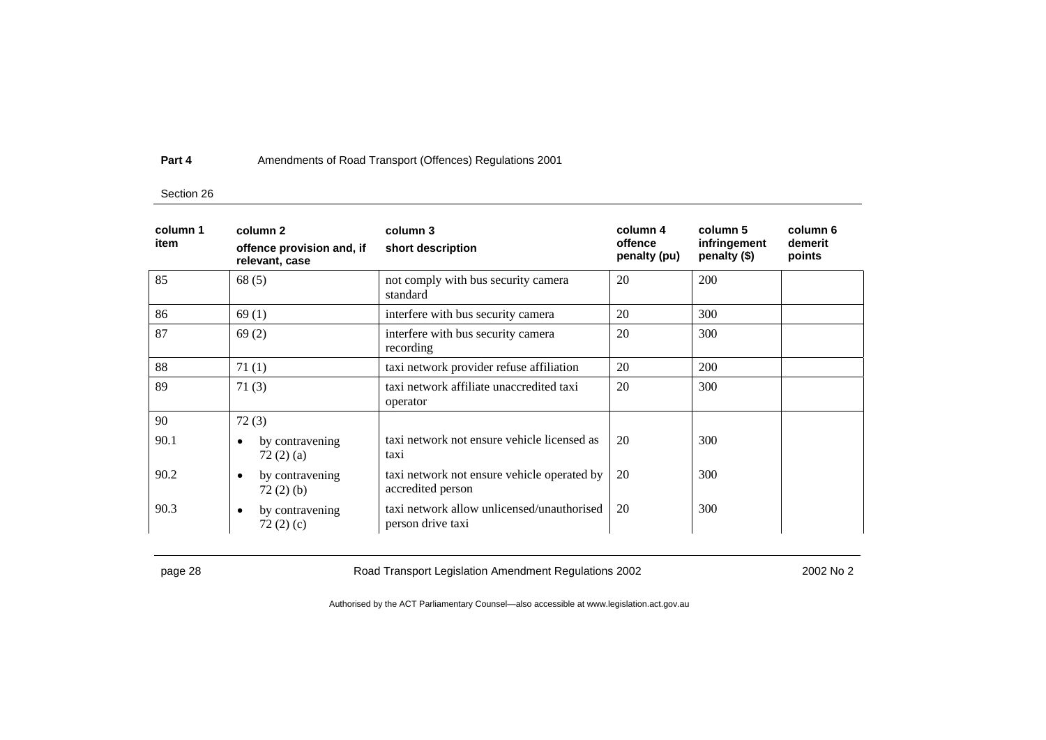| column 1 item | column 2 offence provision and, if relevant, case | column 3 short description | column 4 offence penalty (pu) | column 5 infringement penalty ($) | column 6 demerit points |
|---|---|---|---|---|---|
| 85 | 68 (5) | not comply with bus security camera standard | 20 | 200 | |
| 86 | 69 (1) | interfere with bus security camera | 20 | 300 | |
| 87 | 69 (2) | interfere with bus security camera recording | 20 | 300 | |
| 88 | 71 (1) | taxi network provider refuse affiliation | 20 | 200 | |
| 89 | 71 (3) | taxi network affiliate unaccredited taxi operator | 20 | 300 | |
| 90 | 72 (3) | | | | |
| 90.1 | • by contravening 72 (2) (a) | taxi network not ensure vehicle licensed as taxi | 20 | 300 | |
| 90.2 | • by contravening 72 (2) (b) | taxi network not ensure vehicle operated by accredited person | 20 | 300 | |
| 90.3 | • by contravening 72 (2) (c) | taxi network allow unlicensed/unauthorised person drive taxi | 20 | 300 | |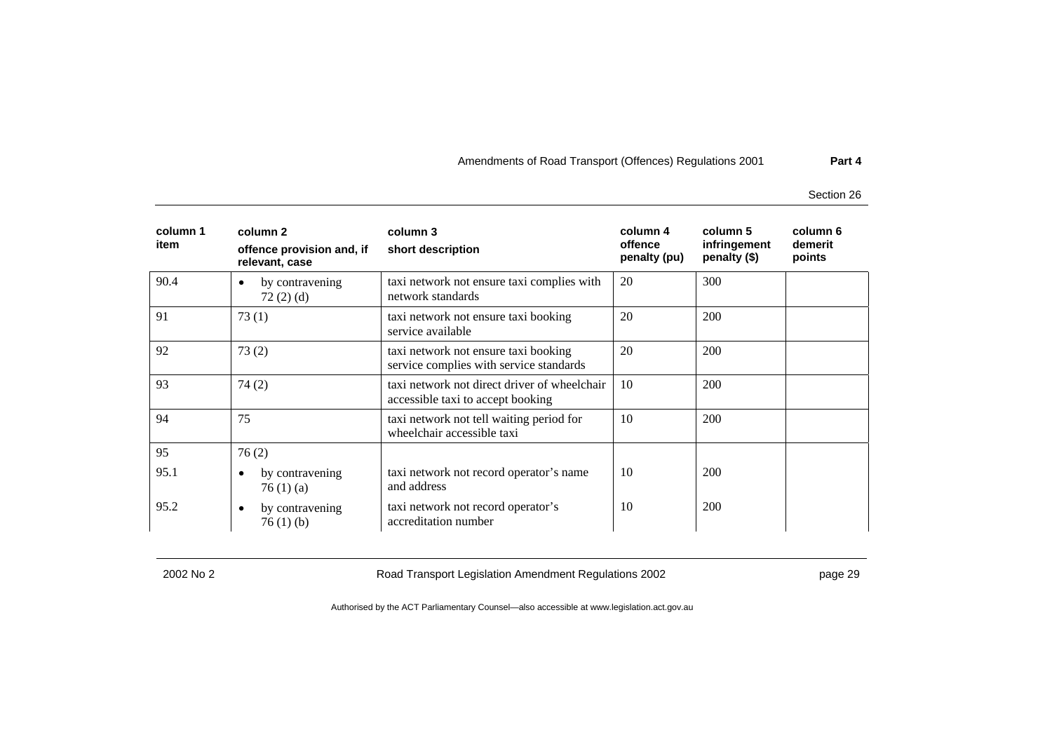| column 1 item | column 2 offence provision and, if relevant, case | column 3 short description | column 4 offence penalty (pu) | column 5 infringement penalty ($) | column 6 demerit points |
|---|---|---|---|---|---|
| 90.4 | • by contravening 72 (2) (d) | taxi network not ensure taxi complies with network standards | 20 | 300 | |
| 91 | 73 (1) | taxi network not ensure taxi booking service available | 20 | 200 | |
| 92 | 73 (2) | taxi network not ensure taxi booking service complies with service standards | 20 | 200 | |
| 93 | 74 (2) | taxi network not direct driver of wheelchair accessible taxi to accept booking | 10 | 200 | |
| 94 | 75 | taxi network not tell waiting period for wheelchair accessible taxi | 10 | 200 | |
| 95 | 76 (2) | | | | |
| 95.1 | • by contravening 76 (1) (a) | taxi network not record operator's name and address | 10 | 200 | |
| 95.2 | • by contravening 76 (1) (b) | taxi network not record operator's accreditation number | 10 | 200 | |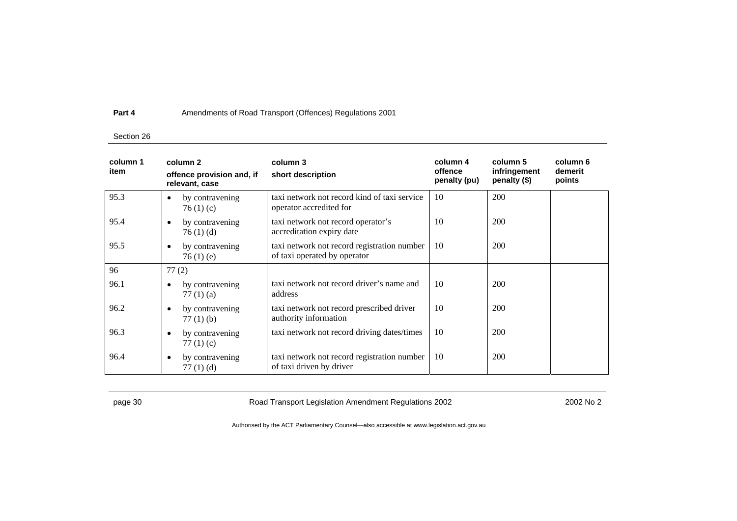| column 1 item | column 2 offence provision and, if relevant, case | column 3 short description | column 4 offence penalty (pu) | column 5 infringement penalty ($) | column 6 demerit points |
|---|---|---|---|---|---|
| 95.3 | • by contravening 76 (1) (c) | taxi network not record kind of taxi service operator accredited for | 10 | 200 | |
| 95.4 | • by contravening 76 (1) (d) | taxi network not record operator's accreditation expiry date | 10 | 200 | |
| 95.5 | • by contravening 76 (1) (e) | taxi network not record registration number of taxi operated by operator | 10 | 200 | |
| 96 | 77 (2) | | | | |
| 96.1 | • by contravening 77 (1) (a) | taxi network not record driver's name and address | 10 | 200 | |
| 96.2 | • by contravening 77 (1) (b) | taxi network not record prescribed driver authority information | 10 | 200 | |
| 96.3 | • by contravening 77 (1) (c) | taxi network not record driving dates/times | 10 | 200 | |
| 96.4 | • by contravening 77 (1) (d) | taxi network not record registration number of taxi driven by driver | 10 | 200 | |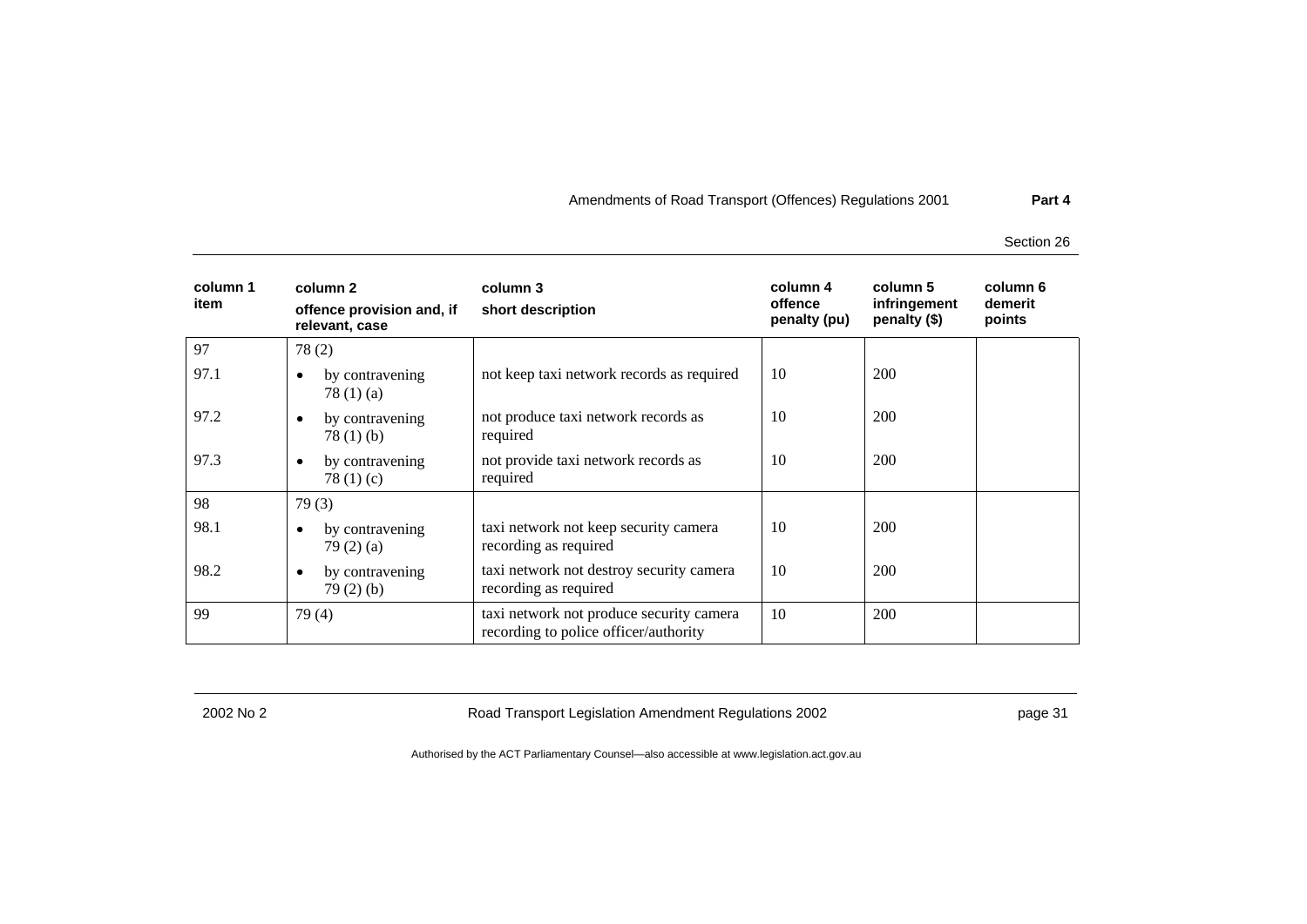| column 1 item | column 2 offence provision and, if relevant, case | column 3 short description | column 4 offence penalty (pu) | column 5 infringement penalty ($) | column 6 demerit points |
|---|---|---|---|---|---|
| 97 | 78 (2) | | | | |
| 97.1 | • by contravening 78 (1) (a) | not keep taxi network records as required | 10 | 200 | |
| 97.2 | • by contravening 78 (1) (b) | not produce taxi network records as required | 10 | 200 | |
| 97.3 | • by contravening 78 (1) (c) | not provide taxi network records as required | 10 | 200 | |
| 98 | 79 (3) | | | | |
| 98.1 | • by contravening 79 (2) (a) | taxi network not keep security camera recording as required | 10 | 200 | |
| 98.2 | • by contravening 79 (2) (b) | taxi network not destroy security camera recording as required | 10 | 200 | |
| 99 | 79 (4) | taxi network not produce security camera recording to police officer/authority | 10 | 200 | |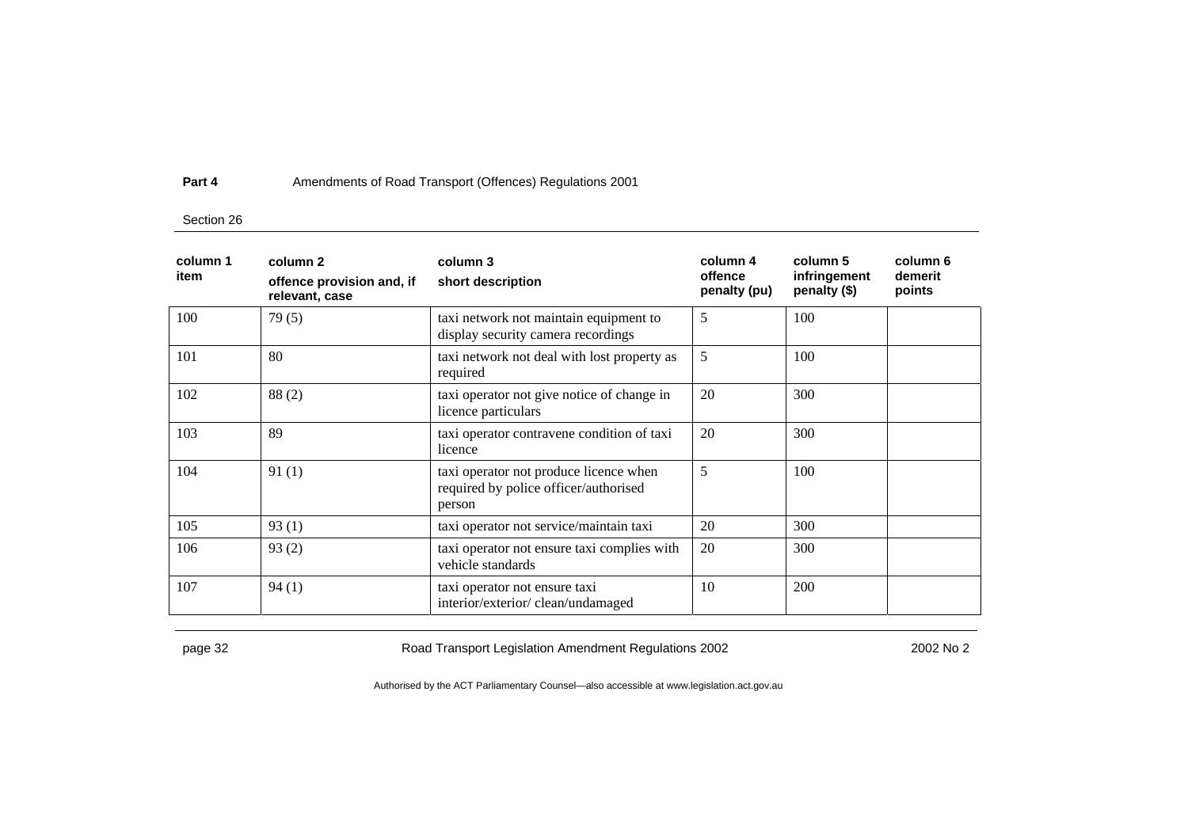| column 1 item | column 2 offence provision and, if relevant, case | column 3 short description | column 4 offence penalty (pu) | column 5 infringement penalty ($) | column 6 demerit points |
|---|---|---|---|---|---|
| 100 | 79 (5) | taxi network not maintain equipment to display security camera recordings | 5 | 100 | |
| 101 | 80 | taxi network not deal with lost property as required | 5 | 100 | |
| 102 | 88 (2) | taxi operator not give notice of change in licence particulars | 20 | 300 | |
| 103 | 89 | taxi operator contravene condition of taxi licence | 20 | 300 | |
| 104 | 91 (1) | taxi operator not produce licence when required by police officer/authorised person | 5 | 100 | |
| 105 | 93 (1) | taxi operator not service/maintain taxi | 20 | 300 | |
| 106 | 93 (2) | taxi operator not ensure taxi complies with vehicle standards | 20 | 300 | |
| 107 | 94 (1) | taxi operator not ensure taxi interior/exterior/ clean/undamaged | 10 | 200 | |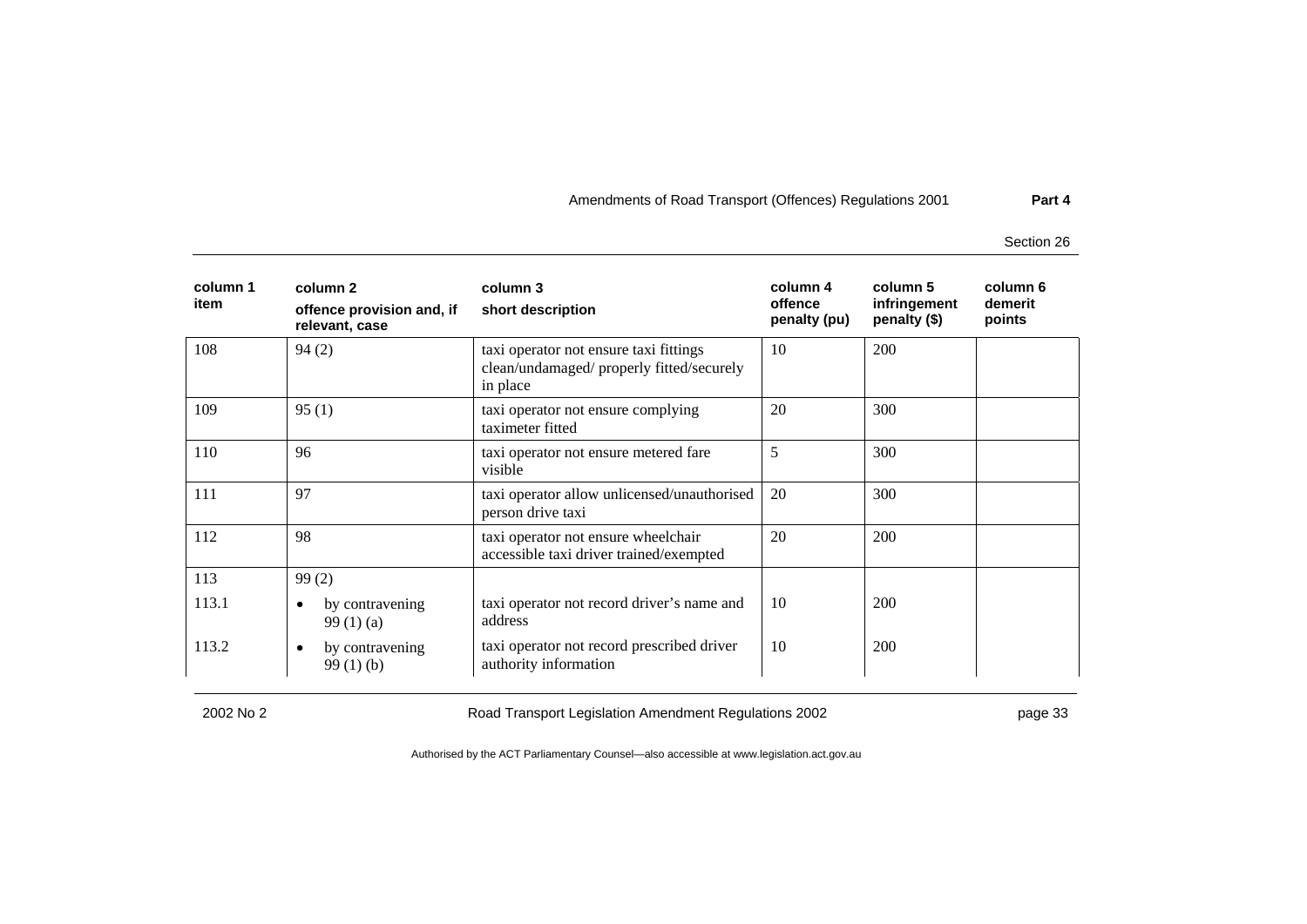| column 1 item | column 2 offence provision and, if relevant, case | column 3 short description | column 4 offence penalty (pu) | column 5 infringement penalty ($) | column 6 demerit points |
|---|---|---|---|---|---|
| 108 | 94 (2) | taxi operator not ensure taxi fittings clean/undamaged/ properly fitted/securely in place | 10 | 200 | |
| 109 | 95 (1) | taxi operator not ensure complying taximeter fitted | 20 | 300 | |
| 110 | 96 | taxi operator not ensure metered fare visible | 5 | 300 | |
| 111 | 97 | taxi operator allow unlicensed/unauthorised person drive taxi | 20 | 300 | |
| 112 | 98 | taxi operator not ensure wheelchair accessible taxi driver trained/exempted | 20 | 200 | |
| 113 | 99 (2) | | | | |
| 113.1 | • by contravening 99 (1) (a) | taxi operator not record driver's name and address | 10 | 200 | |
| 113.2 | • by contravening 99 (1) (b) | taxi operator not record prescribed driver authority information | 10 | 200 | |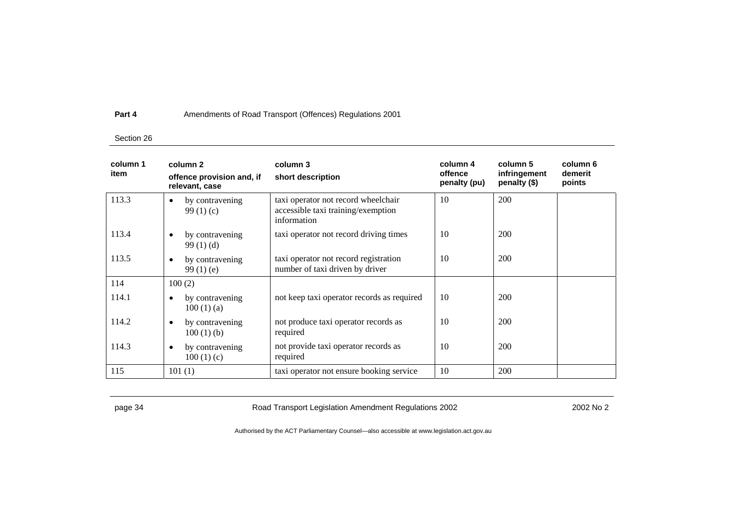| column 1 item | column 2 offence provision and, if relevant, case | column 3 short description | column 4 offence penalty (pu) | column 5 infringement penalty ($) | column 6 demerit points |
|---|---|---|---|---|---|
| 113.3 | • by contravening 99 (1) (c) | taxi operator not record wheelchair accessible taxi training/exemption information | 10 | 200 | |
| 113.4 | • by contravening 99 (1) (d) | taxi operator not record driving times | 10 | 200 | |
| 113.5 | • by contravening 99 (1) (e) | taxi operator not record registration number of taxi driven by driver | 10 | 200 | |
| 114 | 100 (2) | | | | |
| 114.1 | • by contravening 100 (1) (a) | not keep taxi operator records as required | 10 | 200 | |
| 114.2 | • by contravening 100 (1) (b) | not produce taxi operator records as required | 10 | 200 | |
| 114.3 | • by contravening 100 (1) (c) | not provide taxi operator records as required | 10 | 200 | |
| 115 | 101 (1) | taxi operator not ensure booking service | 10 | 200 | |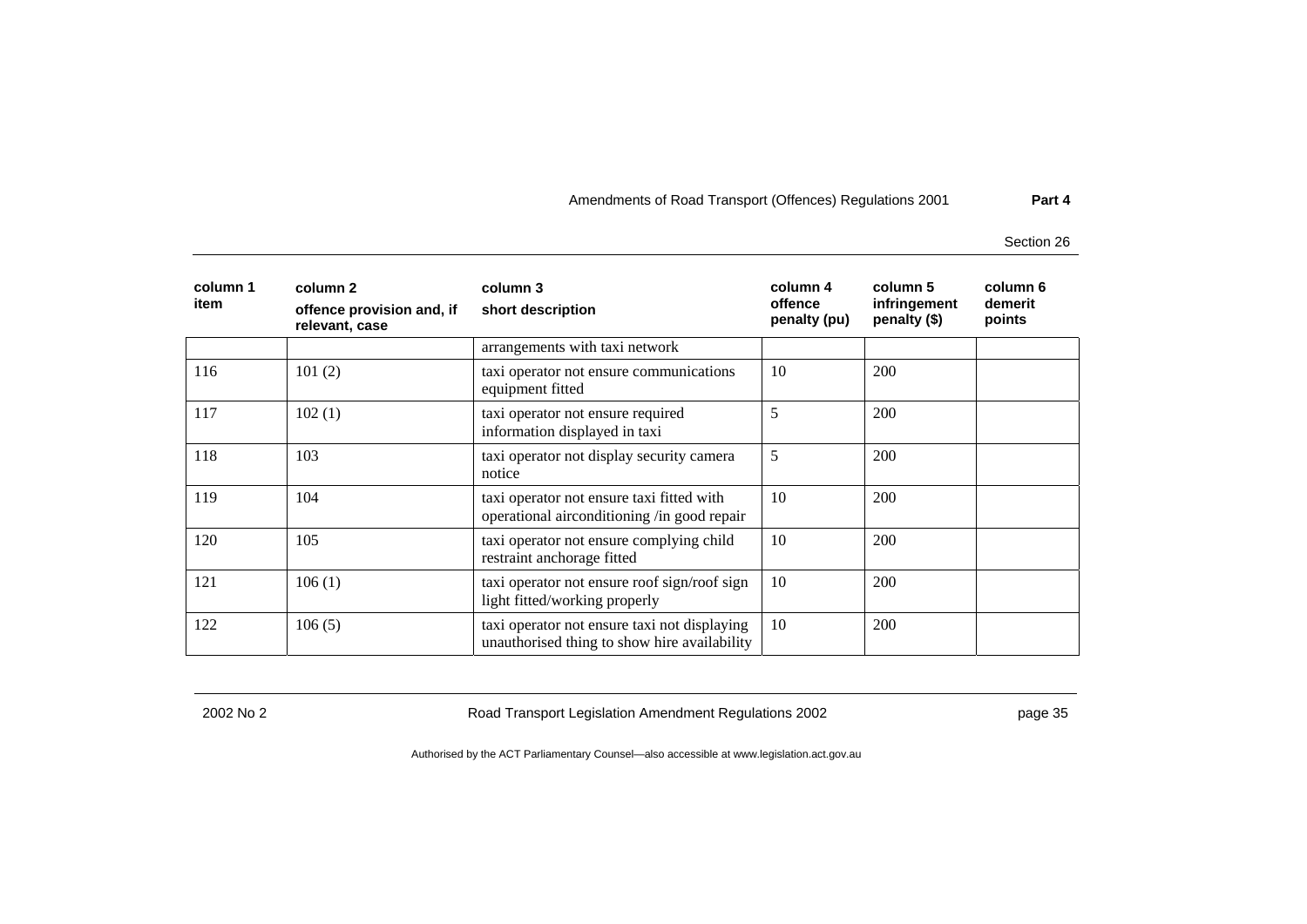| column 1 item | column 2 offence provision and, if relevant, case | column 3 short description | column 4 offence penalty (pu) | column 5 infringement penalty ($) | column 6 demerit points |
|---|---|---|---|---|---|
| | | arrangements with taxi network | | | |
| 116 | 101 (2) | taxi operator not ensure communications equipment fitted | 10 | 200 | |
| 117 | 102 (1) | taxi operator not ensure required information displayed in taxi | 5 | 200 | |
| 118 | 103 | taxi operator not display security camera notice | 5 | 200 | |
| 119 | 104 | taxi operator not ensure taxi fitted with operational airconditioning /in good repair | 10 | 200 | |
| 120 | 105 | taxi operator not ensure complying child restraint anchorage fitted | 10 | 200 | |
| 121 | 106 (1) | taxi operator not ensure roof sign/roof sign light fitted/working properly | 10 | 200 | |
| 122 | 106 (5) | taxi operator not ensure taxi not displaying unauthorised thing to show hire availability | 10 | 200 | |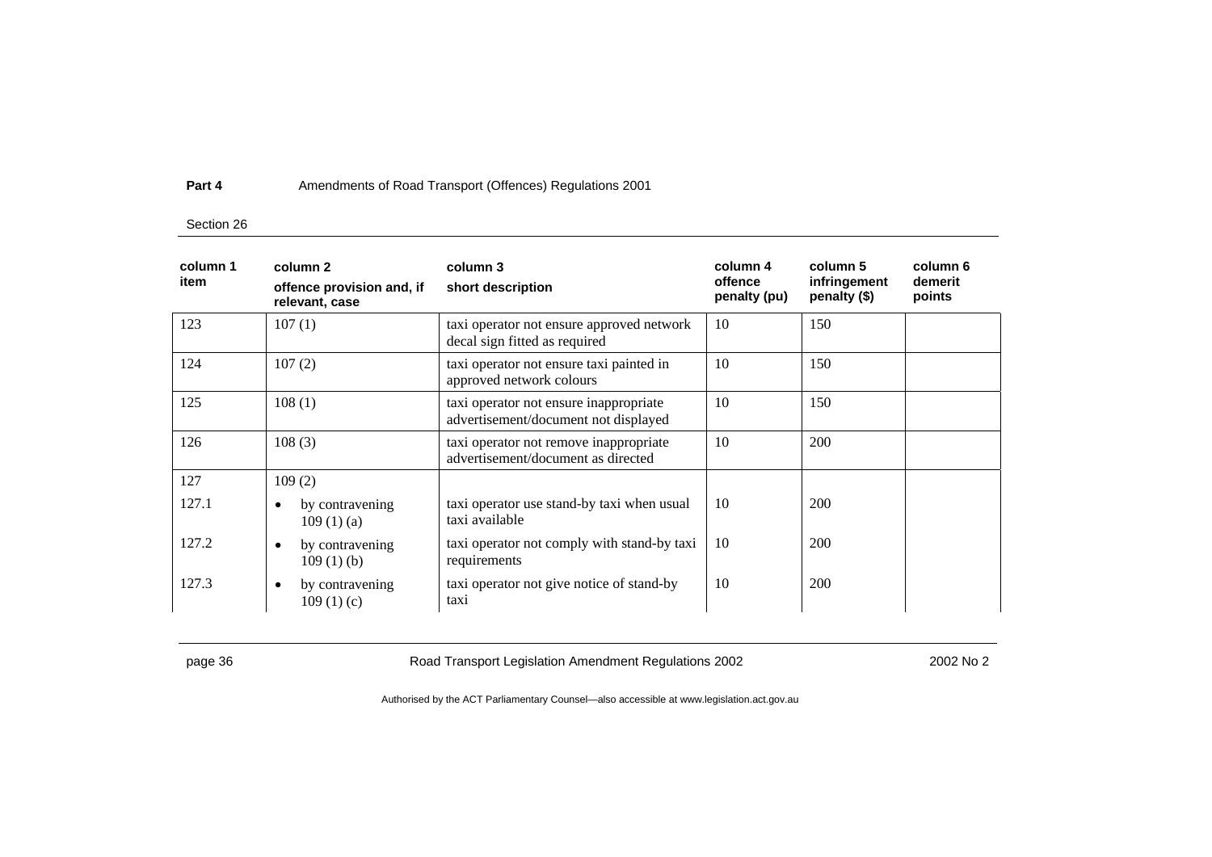| column 1 item | column 2 offence provision and, if relevant, case | column 3 short description | column 4 offence penalty (pu) | column 5 infringement penalty ($) | column 6 demerit points |
|---|---|---|---|---|---|
| 123 | 107 (1) | taxi operator not ensure approved network decal sign fitted as required | 10 | 150 | |
| 124 | 107 (2) | taxi operator not ensure taxi painted in approved network colours | 10 | 150 | |
| 125 | 108 (1) | taxi operator not ensure inappropriate advertisement/document not displayed | 10 | 150 | |
| 126 | 108 (3) | taxi operator not remove inappropriate advertisement/document as directed | 10 | 200 | |
| 127 | 109 (2) | | | | |
| 127.1 | • by contravening 109 (1) (a) | taxi operator use stand-by taxi when usual taxi available | 10 | 200 | |
| 127.2 | • by contravening 109 (1) (b) | taxi operator not comply with stand-by taxi requirements | 10 | 200 | |
| 127.3 | • by contravening 109 (1) (c) | taxi operator not give notice of stand-by taxi | 10 | 200 | |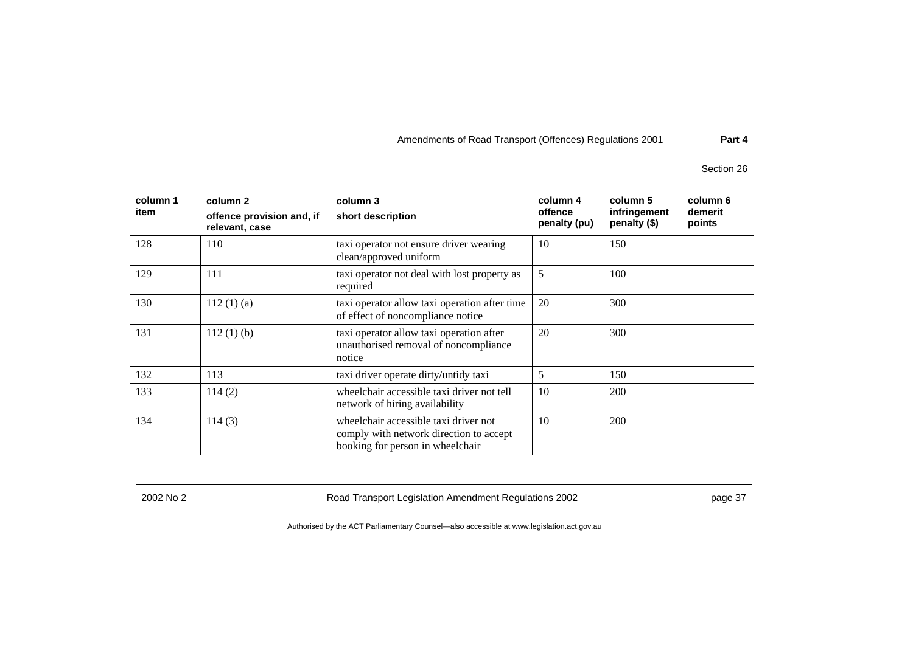| column 1 item | column 2 offence provision and, if relevant, case | column 3 short description | column 4 offence penalty (pu) | column 5 infringement penalty ($) | column 6 demerit points |
|---|---|---|---|---|---|
| 128 | 110 | taxi operator not ensure driver wearing clean/approved uniform | 10 | 150 | |
| 129 | 111 | taxi operator not deal with lost property as required | 5 | 100 | |
| 130 | 112 (1) (a) | taxi operator allow taxi operation after time of effect of noncompliance notice | 20 | 300 | |
| 131 | 112 (1) (b) | taxi operator allow taxi operation after unauthorised removal of noncompliance notice | 20 | 300 | |
| 132 | 113 | taxi driver operate dirty/untidy taxi | 5 | 150 | |
| 133 | 114 (2) | wheelchair accessible taxi driver not tell network of hiring availability | 10 | 200 | |
| 134 | 114 (3) | wheelchair accessible taxi driver not comply with network direction to accept booking for person in wheelchair | 10 | 200 | |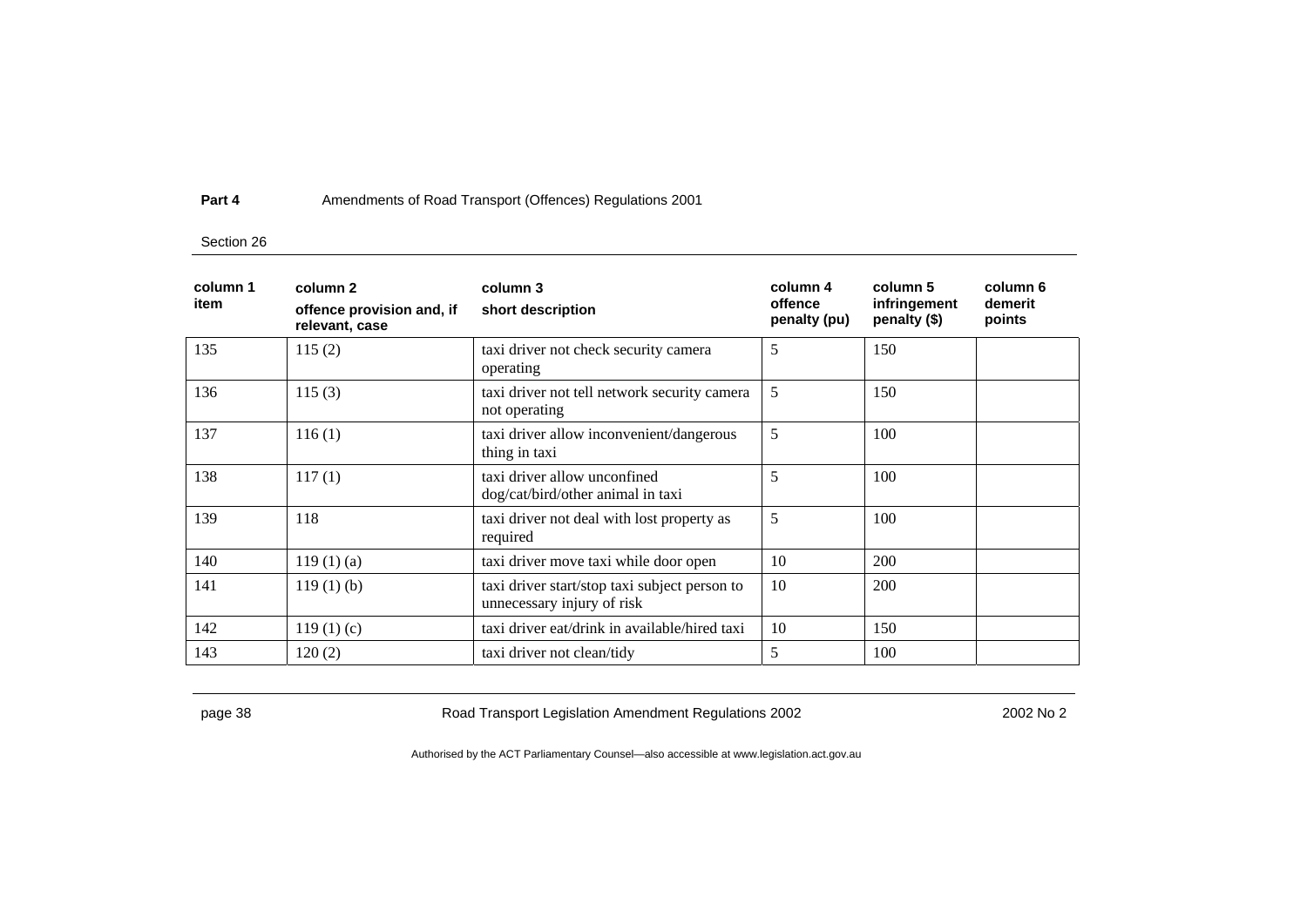| column 1 item | column 2 offence provision and, if relevant, case | column 3 short description | column 4 offence penalty (pu) | column 5 infringement penalty ($) | column 6 demerit points |
|---|---|---|---|---|---|
| 135 | 115 (2) | taxi driver not check security camera operating | 5 | 150 | |
| 136 | 115 (3) | taxi driver not tell network security camera not operating | 5 | 150 | |
| 137 | 116 (1) | taxi driver allow inconvenient/dangerous thing in taxi | 5 | 100 | |
| 138 | 117 (1) | taxi driver allow unconfined dog/cat/bird/other animal in taxi | 5 | 100 | |
| 139 | 118 | taxi driver not deal with lost property as required | 5 | 100 | |
| 140 | 119 (1) (a) | taxi driver move taxi while door open | 10 | 200 | |
| 141 | 119 (1) (b) | taxi driver start/stop taxi subject person to unnecessary injury of risk | 10 | 200 | |
| 142 | 119 (1) (c) | taxi driver eat/drink in available/hired taxi | 10 | 150 | |
| 143 | 120 (2) | taxi driver not clean/tidy | 5 | 100 | |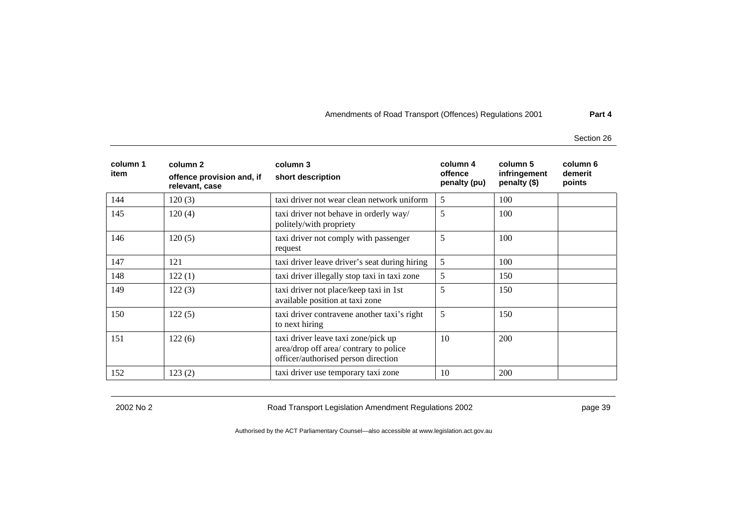| column 1 item | column 2 offence provision and, if relevant, case | column 3 short description | column 4 offence penalty (pu) | column 5 infringement penalty ($) | column 6 demerit points |
|---|---|---|---|---|---|
| 144 | 120 (3) | taxi driver not wear clean network uniform | 5 | 100 | |
| 145 | 120 (4) | taxi driver not behave in orderly way/ politely/with propriety | 5 | 100 | |
| 146 | 120 (5) | taxi driver not comply with passenger request | 5 | 100 | |
| 147 | 121 | taxi driver leave driver's seat during hiring | 5 | 100 | |
| 148 | 122 (1) | taxi driver illegally stop taxi in taxi zone | 5 | 150 | |
| 149 | 122 (3) | taxi driver not place/keep taxi in 1st available position at taxi zone | 5 | 150 | |
| 150 | 122 (5) | taxi driver contravene another taxi's right to next hiring | 5 | 150 | |
| 151 | 122 (6) | taxi driver leave taxi zone/pick up area/drop off area/ contrary to police officer/authorised person direction | 10 | 200 | |
| 152 | 123 (2) | taxi driver use temporary taxi zone | 10 | 200 | |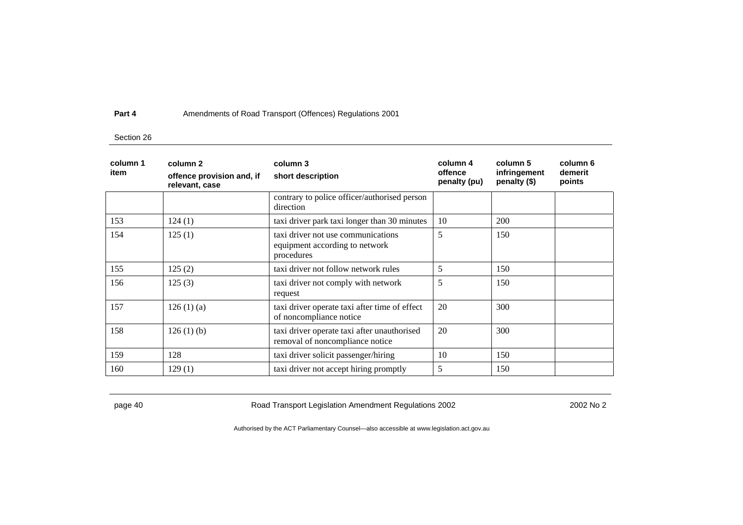| column 1 item | column 2 offence provision and, if relevant, case | column 3 short description | column 4 offence penalty (pu) | column 5 infringement penalty ($) | column 6 demerit points |
|---|---|---|---|---|---|
| | | contrary to police officer/authorised person direction | | | |
| 153 | 124 (1) | taxi driver park taxi longer than 30 minutes | 10 | 200 | |
| 154 | 125 (1) | taxi driver not use communications equipment according to network procedures | 5 | 150 | |
| 155 | 125 (2) | taxi driver not follow network rules | 5 | 150 | |
| 156 | 125 (3) | taxi driver not comply with network request | 5 | 150 | |
| 157 | 126 (1) (a) | taxi driver operate taxi after time of effect of noncompliance notice | 20 | 300 | |
| 158 | 126 (1) (b) | taxi driver operate taxi after unauthorised removal of noncompliance notice | 20 | 300 | |
| 159 | 128 | taxi driver solicit passenger/hiring | 10 | 150 | |
| 160 | 129 (1) | taxi driver not accept hiring promptly | 5 | 150 | |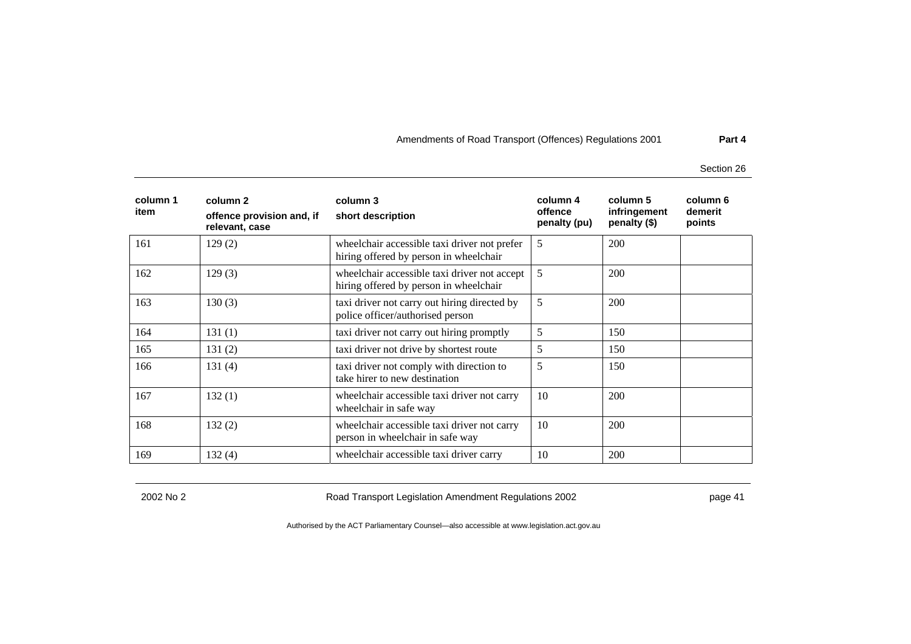| column 1 item | column 2 offence provision and, if relevant, case | column 3 short description | column 4 offence penalty (pu) | column 5 infringement penalty ($) | column 6 demerit points |
|---|---|---|---|---|---|
| 161 | 129 (2) | wheelchair accessible taxi driver not prefer hiring offered by person in wheelchair | 5 | 200 | |
| 162 | 129 (3) | wheelchair accessible taxi driver not accept hiring offered by person in wheelchair | 5 | 200 | |
| 163 | 130 (3) | taxi driver not carry out hiring directed by police officer/authorised person | 5 | 200 | |
| 164 | 131 (1) | taxi driver not carry out hiring promptly | 5 | 150 | |
| 165 | 131 (2) | taxi driver not drive by shortest route | 5 | 150 | |
| 166 | 131 (4) | taxi driver not comply with direction to take hirer to new destination | 5 | 150 | |
| 167 | 132 (1) | wheelchair accessible taxi driver not carry wheelchair in safe way | 10 | 200 | |
| 168 | 132 (2) | wheelchair accessible taxi driver not carry person in wheelchair in safe way | 10 | 200 | |
| 169 | 132 (4) | wheelchair accessible taxi driver carry | 10 | 200 | |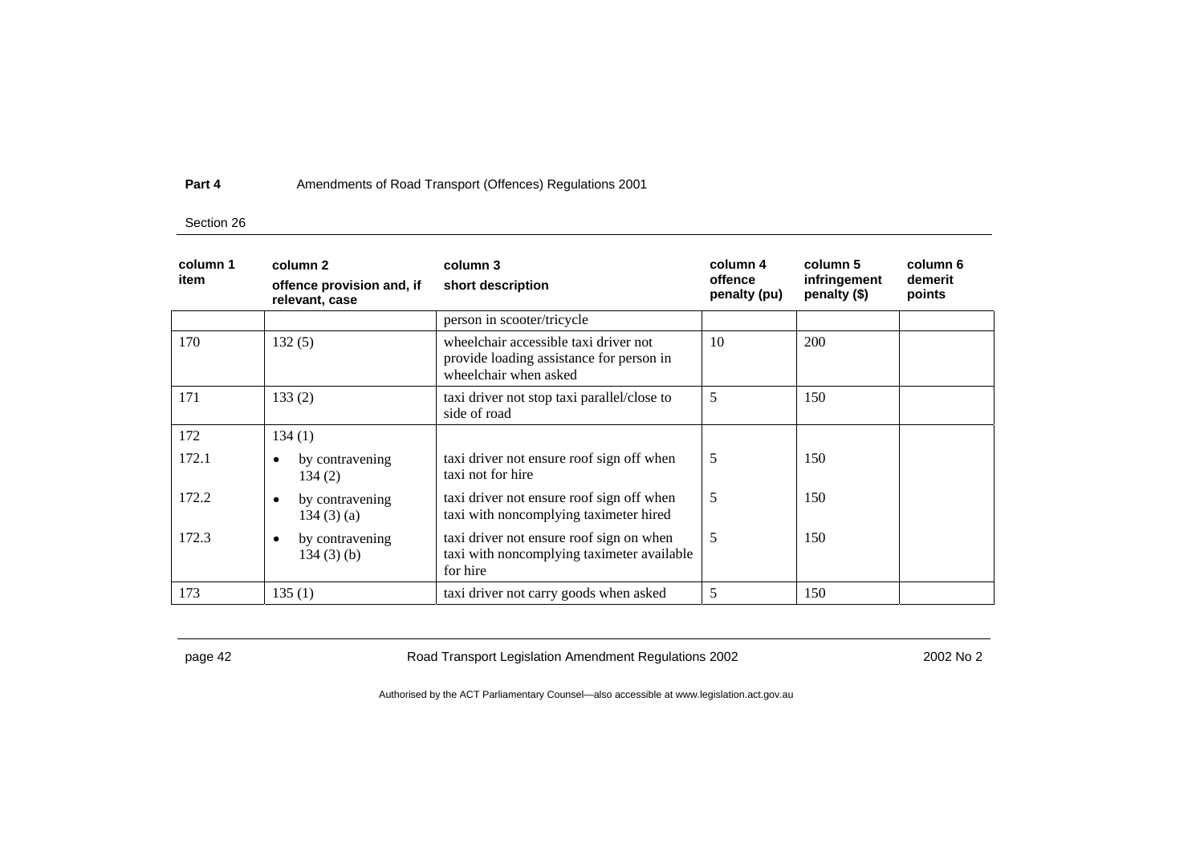| column 1 item | column 2 offence provision and, if relevant, case | column 3 short description | column 4 offence penalty (pu) | column 5 infringement penalty ($) | column 6 demerit points |
|---|---|---|---|---|---|
| | | person in scooter/tricycle | | | |
| 170 | 132 (5) | wheelchair accessible taxi driver not provide loading assistance for person in wheelchair when asked | 10 | 200 | |
| 171 | 133 (2) | taxi driver not stop taxi parallel/close to side of road | 5 | 150 | |
| 172 | 134 (1) | | | | |
| 172.1 | • by contravening 134 (2) | taxi driver not ensure roof sign off when taxi not for hire | 5 | 150 | |
| 172.2 | • by contravening 134 (3) (a) | taxi driver not ensure roof sign off when taxi with noncomplying taximeter hired | 5 | 150 | |
| 172.3 | • by contravening 134 (3) (b) | taxi driver not ensure roof sign on when taxi with noncomplying taximeter available for hire | 5 | 150 | |
| 173 | 135 (1) | taxi driver not carry goods when asked | 5 | 150 | |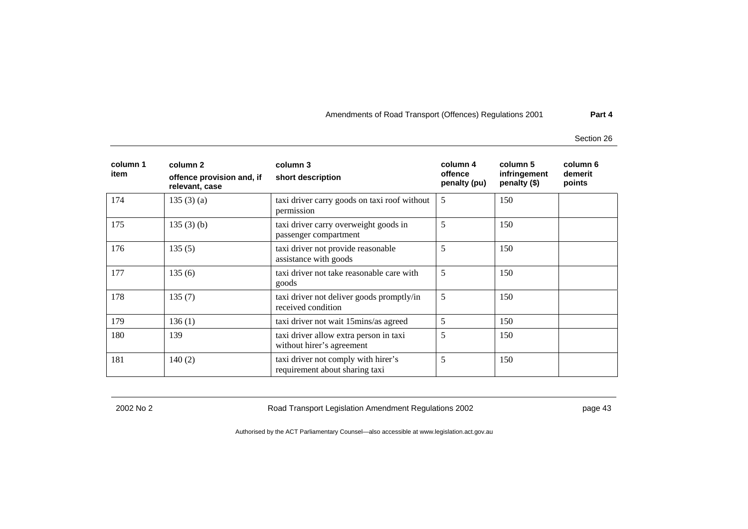| column 1 item | column 2 offence provision and, if relevant, case | column 3 short description | column 4 offence penalty (pu) | column 5 infringement penalty ($) | column 6 demerit points |
|---|---|---|---|---|---|
| 174 | 135 (3) (a) | taxi driver carry goods on taxi roof without permission | 5 | 150 | |
| 175 | 135 (3) (b) | taxi driver carry overweight goods in passenger compartment | 5 | 150 | |
| 176 | 135 (5) | taxi driver not provide reasonable assistance with goods | 5 | 150 | |
| 177 | 135 (6) | taxi driver not take reasonable care with goods | 5 | 150 | |
| 178 | 135 (7) | taxi driver not deliver goods promptly/in received condition | 5 | 150 | |
| 179 | 136 (1) | taxi driver not wait 15mins/as agreed | 5 | 150 | |
| 180 | 139 | taxi driver allow extra person in taxi without hirer's agreement | 5 | 150 | |
| 181 | 140 (2) | taxi driver not comply with hirer's requirement about sharing taxi | 5 | 150 | |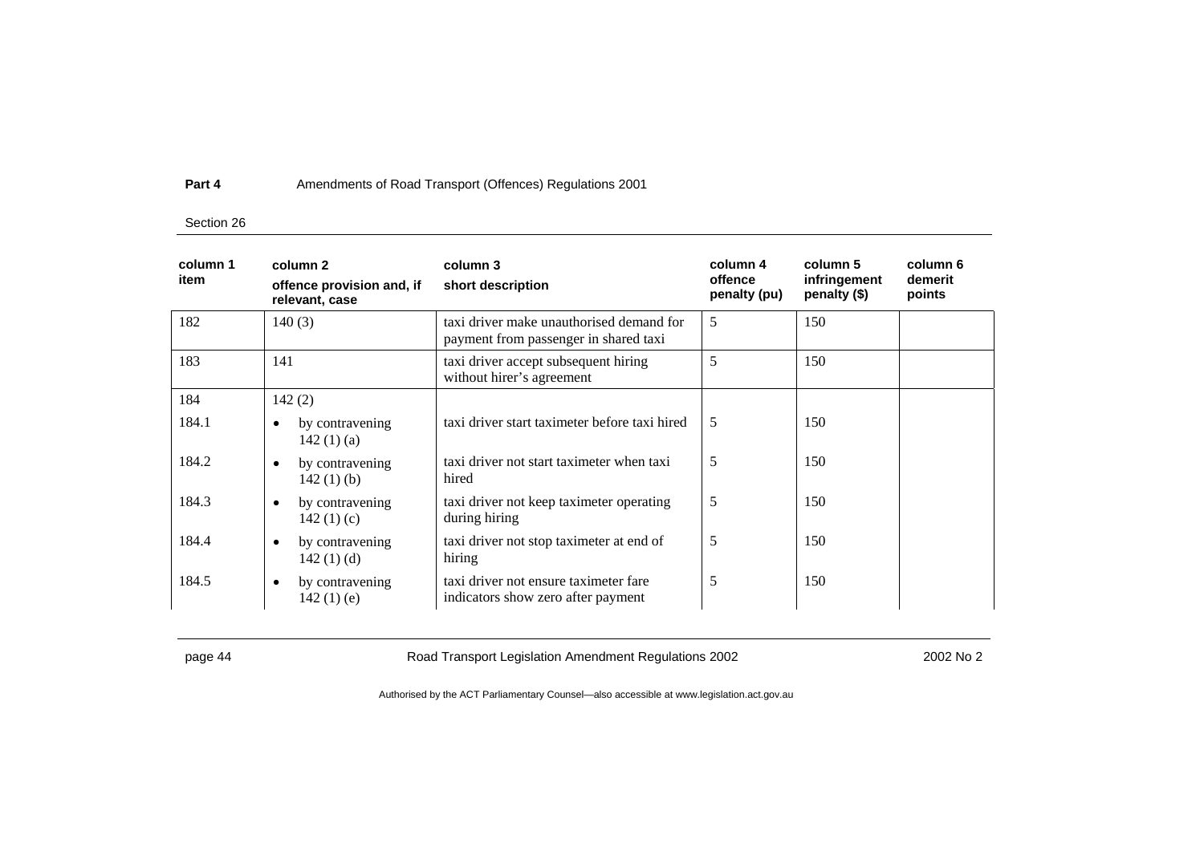| column 1 item | column 2 offence provision and, if relevant, case | column 3 short description | column 4 offence penalty (pu) | column 5 infringement penalty ($) | column 6 demerit points |
|---|---|---|---|---|---|
| 182 | 140 (3) | taxi driver make unauthorised demand for payment from passenger in shared taxi | 5 | 150 | |
| 183 | 141 | taxi driver accept subsequent hiring without hirer's agreement | 5 | 150 | |
| 184 | 142 (2) | | | | |
| 184.1 | • by contravening 142 (1) (a) | taxi driver start taximeter before taxi hired | 5 | 150 | |
| 184.2 | • by contravening 142 (1) (b) | taxi driver not start taximeter when taxi hired | 5 | 150 | |
| 184.3 | • by contravening 142 (1) (c) | taxi driver not keep taximeter operating during hiring | 5 | 150 | |
| 184.4 | • by contravening 142 (1) (d) | taxi driver not stop taximeter at end of hiring | 5 | 150 | |
| 184.5 | • by contravening 142 (1) (e) | taxi driver not ensure taximeter fare indicators show zero after payment | 5 | 150 | |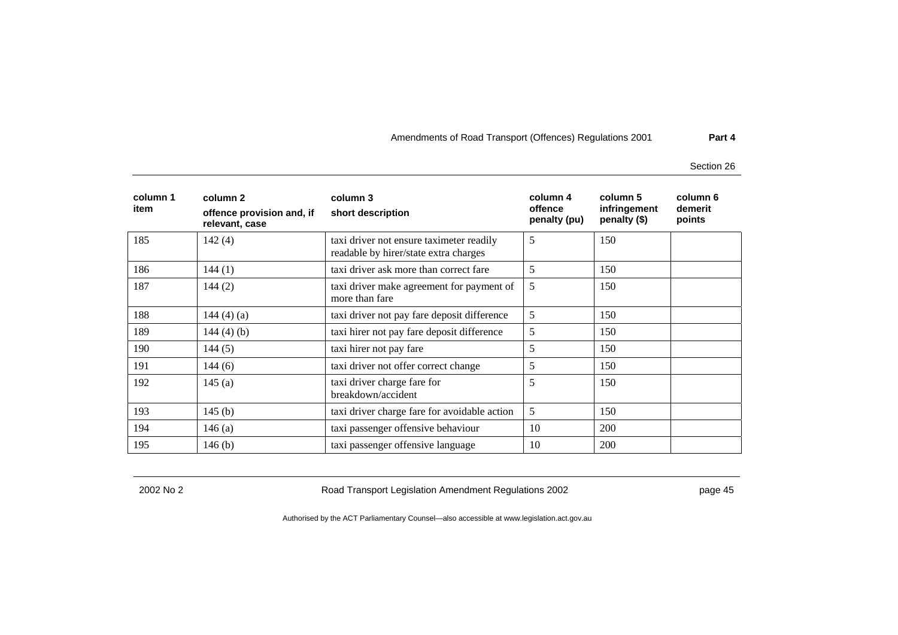| column 1 item | column 2 offence provision and, if relevant, case | column 3 short description | column 4 offence penalty (pu) | column 5 infringement penalty ($) | column 6 demerit points |
|---|---|---|---|---|---|
| 185 | 142 (4) | taxi driver not ensure taximeter readily readable by hirer/state extra charges | 5 | 150 | |
| 186 | 144 (1) | taxi driver ask more than correct fare | 5 | 150 | |
| 187 | 144 (2) | taxi driver make agreement for payment of more than fare | 5 | 150 | |
| 188 | 144 (4) (a) | taxi driver not pay fare deposit difference | 5 | 150 | |
| 189 | 144 (4) (b) | taxi hirer not pay fare deposit difference | 5 | 150 | |
| 190 | 144 (5) | taxi hirer not pay fare | 5 | 150 | |
| 191 | 144 (6) | taxi driver not offer correct change | 5 | 150 | |
| 192 | 145 (a) | taxi driver charge fare for breakdown/accident | 5 | 150 | |
| 193 | 145 (b) | taxi driver charge fare for avoidable action | 5 | 150 | |
| 194 | 146 (a) | taxi passenger offensive behaviour | 10 | 200 | |
| 195 | 146 (b) | taxi passenger offensive language | 10 | 200 | |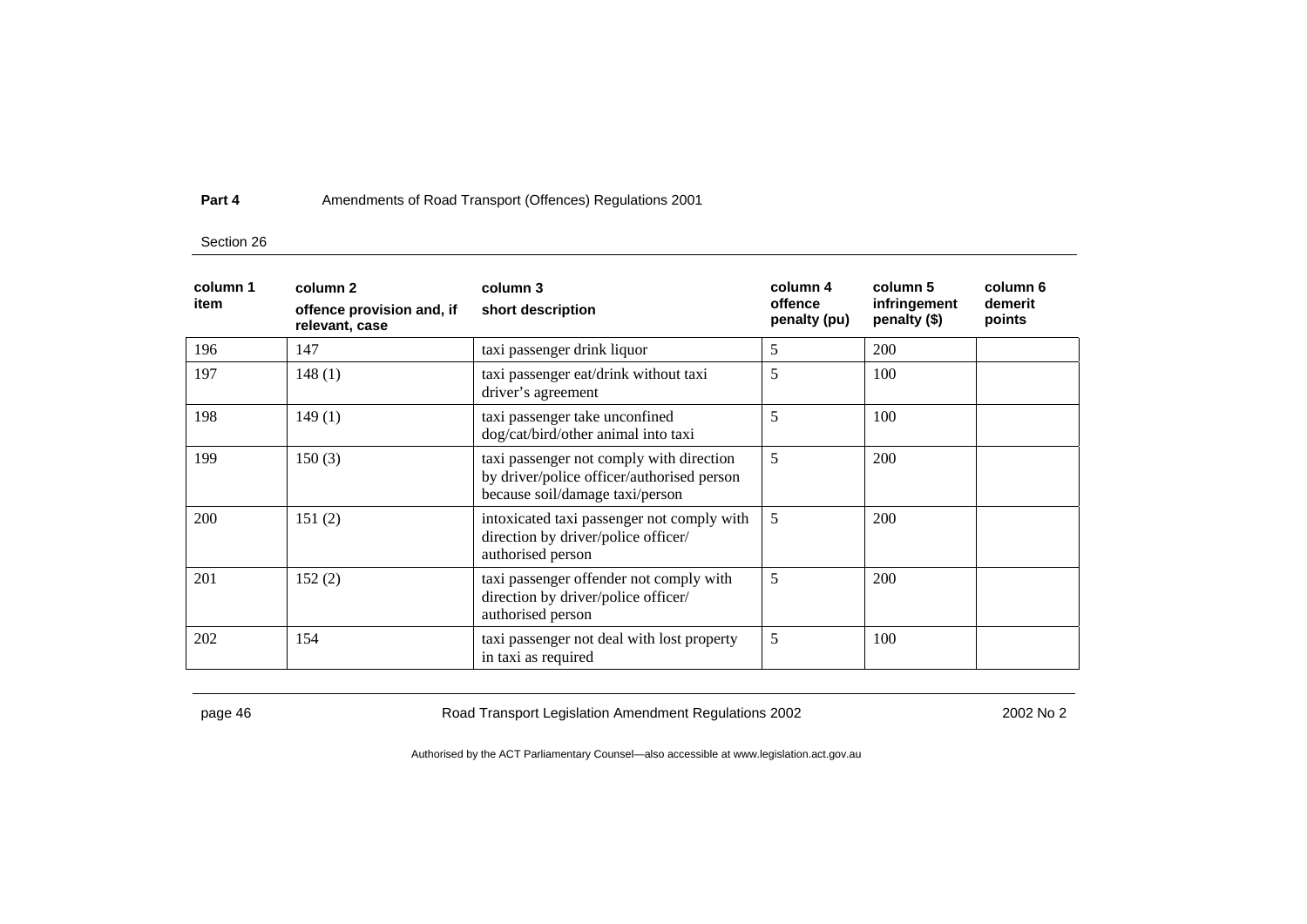| column 1 item | column 2 offence provision and, if relevant, case | column 3 short description | column 4 offence penalty (pu) | column 5 infringement penalty ($) | column 6 demerit points |
|---|---|---|---|---|---|
| 196 | 147 | taxi passenger drink liquor | 5 | 200 | |
| 197 | 148 (1) | taxi passenger eat/drink without taxi driver's agreement | 5 | 100 | |
| 198 | 149 (1) | taxi passenger take unconfined dog/cat/bird/other animal into taxi | 5 | 100 | |
| 199 | 150 (3) | taxi passenger not comply with direction by driver/police officer/authorised person because soil/damage taxi/person | 5 | 200 | |
| 200 | 151 (2) | intoxicated taxi passenger not comply with direction by driver/police officer/ authorised person | 5 | 200 | |
| 201 | 152 (2) | taxi passenger offender not comply with direction by driver/police officer/ authorised person | 5 | 200 | |
| 202 | 154 | taxi passenger not deal with lost property in taxi as required | 5 | 100 | |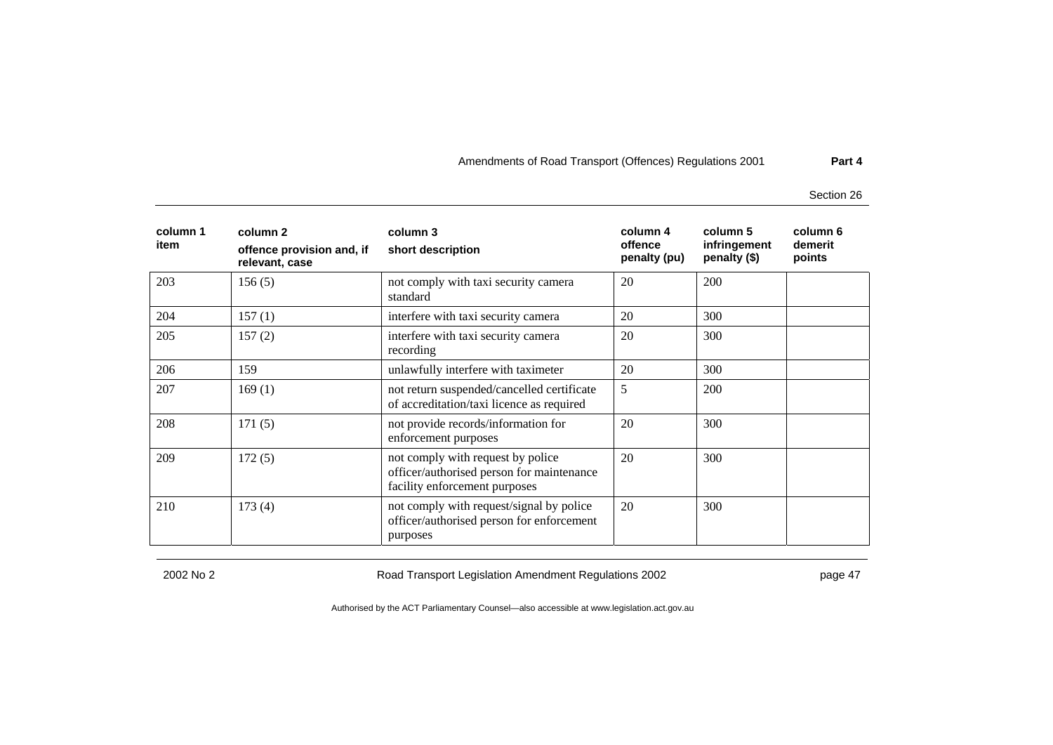| column 1 item | column 2 offence provision and, if relevant, case | column 3 short description | column 4 offence penalty (pu) | column 5 infringement penalty ($) | column 6 demerit points |
|---|---|---|---|---|---|
| 203 | 156 (5) | not comply with taxi security camera standard | 20 | 200 | |
| 204 | 157 (1) | interfere with taxi security camera | 20 | 300 | |
| 205 | 157 (2) | interfere with taxi security camera recording | 20 | 300 | |
| 206 | 159 | unlawfully interfere with taximeter | 20 | 300 | |
| 207 | 169 (1) | not return suspended/cancelled certificate of accreditation/taxi licence as required | 5 | 200 | |
| 208 | 171 (5) | not provide records/information for enforcement purposes | 20 | 300 | |
| 209 | 172 (5) | not comply with request by police officer/authorised person for maintenance facility enforcement purposes | 20 | 300 | |
| 210 | 173 (4) | not comply with request/signal by police officer/authorised person for enforcement purposes | 20 | 300 | |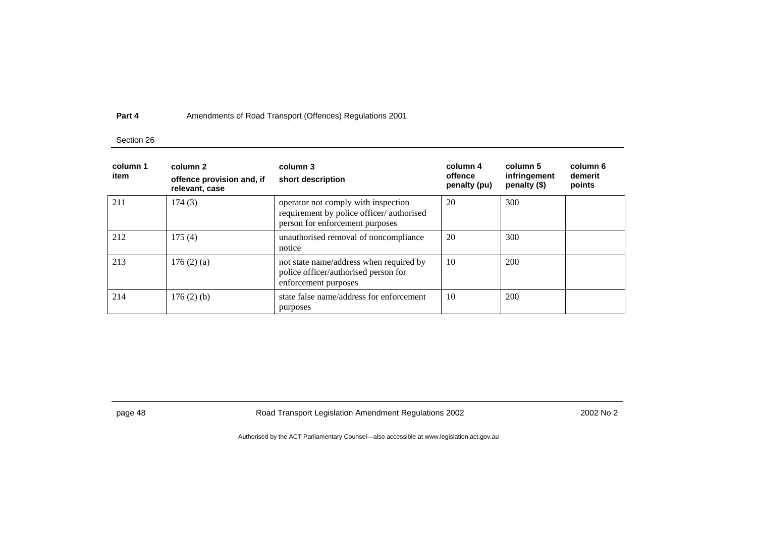| column 1 item | column 2 offence provision and, if relevant, case | column 3 short description | column 4 offence penalty (pu) | column 5 infringement penalty ($) | column 6 demerit points |
|---|---|---|---|---|---|
| 211 | 174 (3) | operator not comply with inspection requirement by police officer/ authorised person for enforcement purposes | 20 | 300 | |
| 212 | 175 (4) | unauthorised removal of noncompliance notice | 20 | 300 | |
| 213 | 176 (2) (a) | not state name/address when required by police officer/authorised person for enforcement purposes | 10 | 200 | |
| 214 | 176 (2) (b) | state false name/address for enforcement purposes | 10 | 200 | |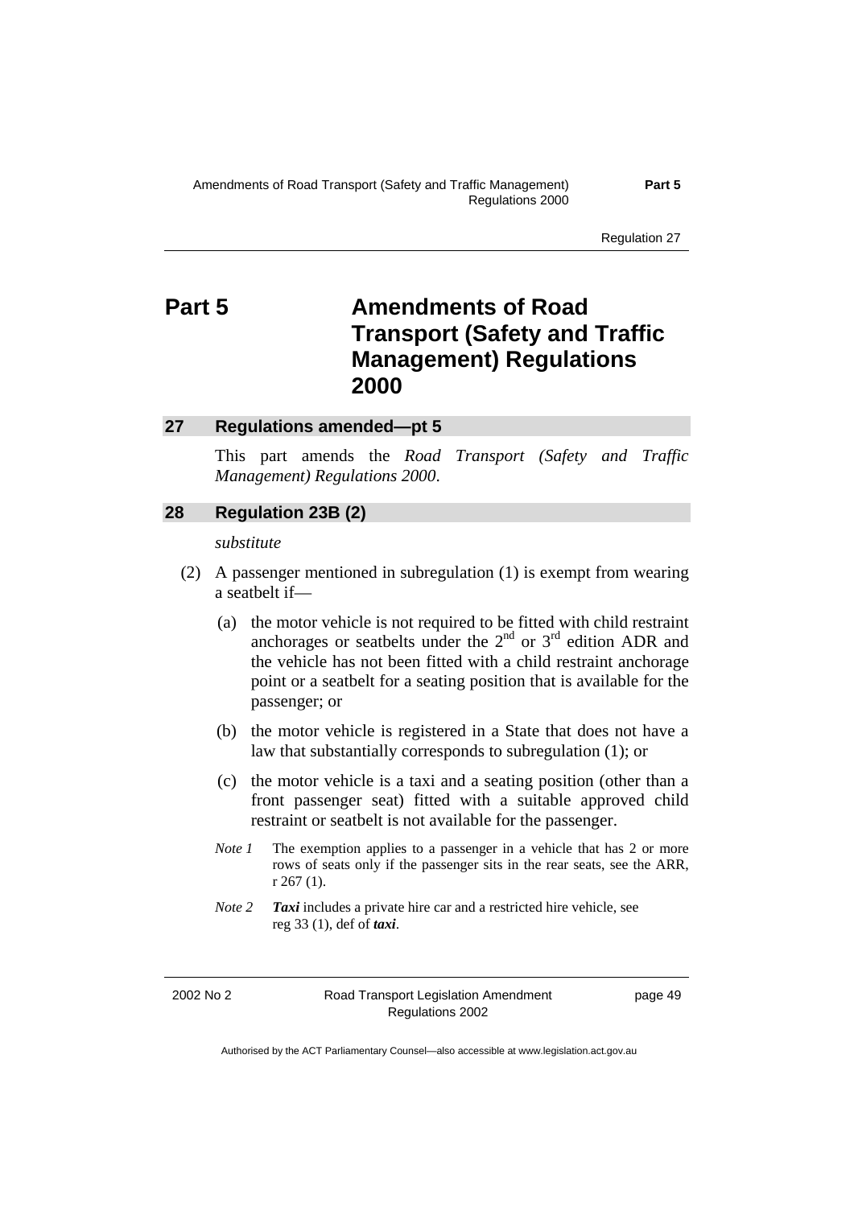# Part 5 Amendments of Road Transport (Safety and Traffic Management) Regulations 2000

## 27 Regulations amended—pt 5

This part amends the *Road Transport (Safety and Traffic Management) Regulations 2000*.

## 28 Regulation 23B (2)

*substitute*

(2) A passenger mentioned in subregulation (1) is exempt from wearing a seatbelt if—

(a) the motor vehicle is not required to be fitted with child restraint anchorages or seatbelts under the 2nd or 3rd edition ADR and the vehicle has not been fitted with a child restraint anchorage point or a seatbelt for a seating position that is available for the passenger; or

(b) the motor vehicle is registered in a State that does not have a law that substantially corresponds to subregulation (1); or

(c) the motor vehicle is a taxi and a seating position (other than a front passenger seat) fitted with a suitable approved child restraint or seatbelt is not available for the passenger.

*Note 1* The exemption applies to a passenger in a vehicle that has 2 or more rows of seats only if the passenger sits in the rear seats, see the ARR, r 267 (1).

*Note 2* ***Taxi*** includes a private hire car and a restricted hire vehicle, see reg 33 (1), def of ***taxi***.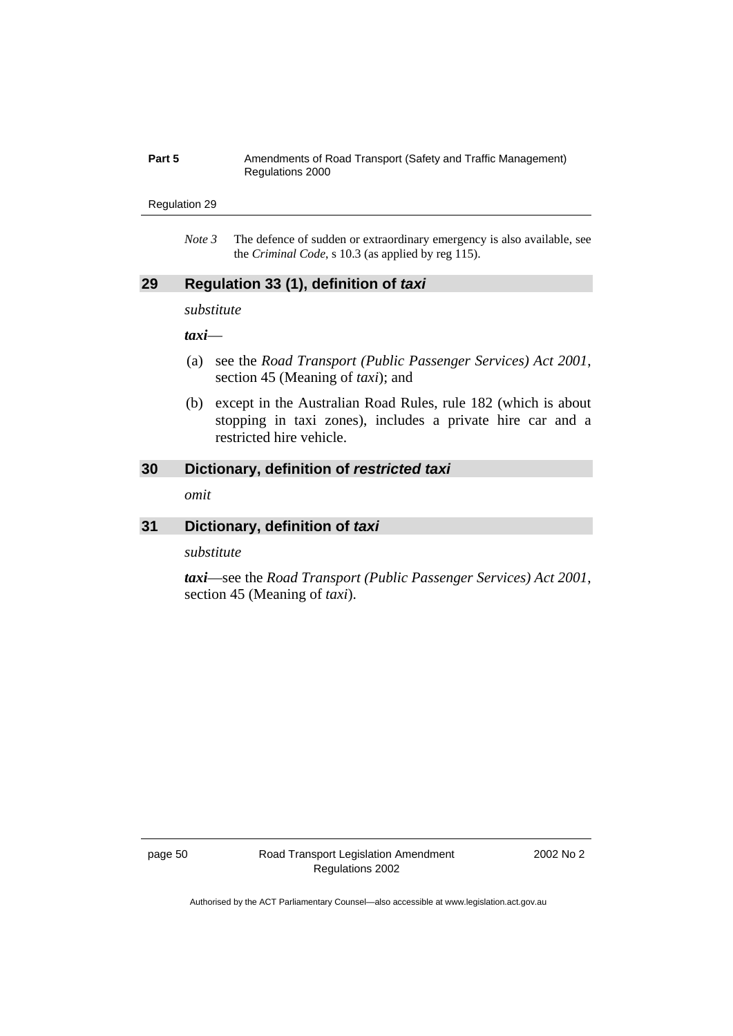*Note 3* The defence of sudden or extraordinary emergency is also available, see the *Criminal Code*, s 10.3 (as applied by reg 115).

## 29 Regulation 33 (1), definition of *taxi*

*substitute*

***taxi***—

(a) see the *Road Transport (Public Passenger Services) Act 2001*, section 45 (Meaning of *taxi*); and

(b) except in the Australian Road Rules, rule 182 (which is about stopping in taxi zones), includes a private hire car and a restricted hire vehicle.

## 30 Dictionary, definition of *restricted taxi*

*omit*

## 31 Dictionary, definition of *taxi*

*substitute*

***taxi***—see the *Road Transport (Public Passenger Services) Act 2001*, section 45 (Meaning of *taxi*).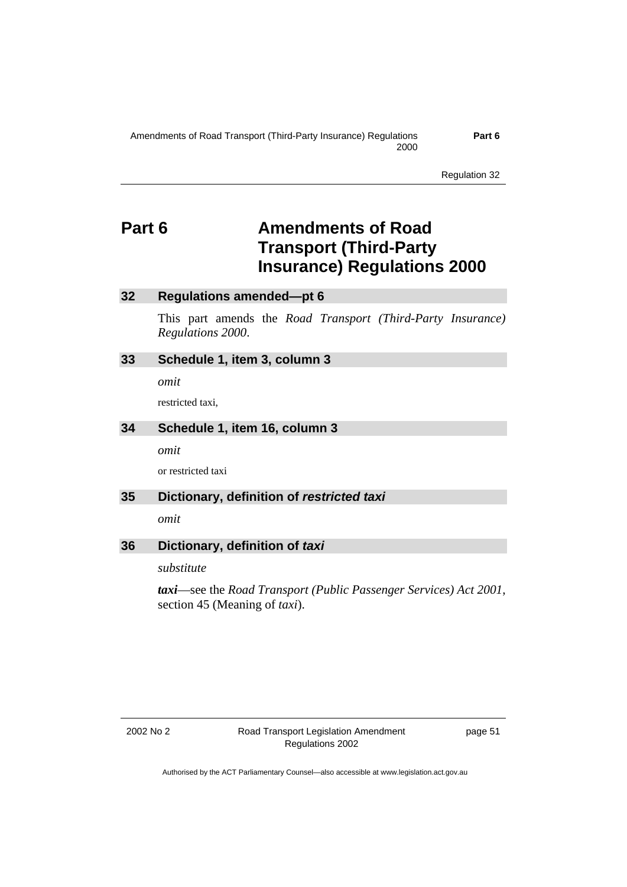# Part 6 Amendments of Road Transport (Third-Party Insurance) Regulations 2000

## 32 Regulations amended—pt 6

This part amends the *Road Transport (Third-Party Insurance) Regulations 2000*.

## 33 Schedule 1, item 3, column 3

*omit*

restricted taxi,

## 34 Schedule 1, item 16, column 3

*omit*

or restricted taxi

## 35 Dictionary, definition of ***restricted taxi***

*omit*

## 36 Dictionary, definition of ***taxi***

*substitute*

***taxi***—see the *Road Transport (Public Passenger Services) Act 2001*, section 45 (Meaning of *taxi*).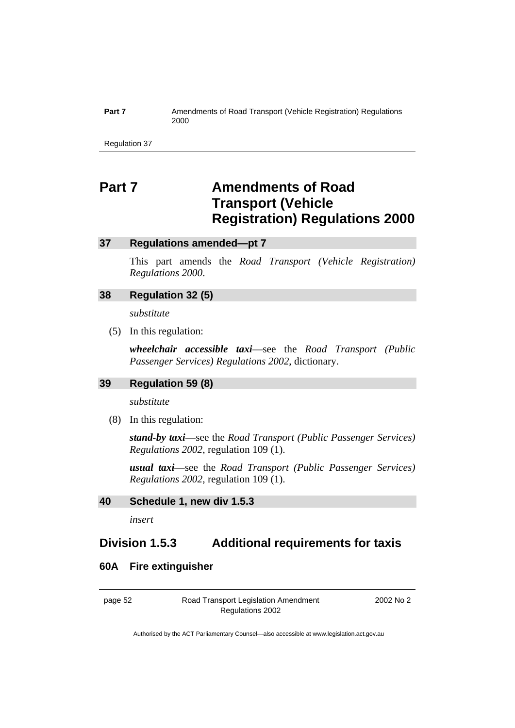# Part 7 Amendments of Road Transport (Vehicle Registration) Regulations 2000

## 37 Regulations amended—pt 7

This part amends the *Road Transport (Vehicle Registration) Regulations 2000*.

## 38 Regulation 32 (5)

*substitute*

(5) In this regulation:

***wheelchair accessible taxi***—see the *Road Transport (Public Passenger Services) Regulations 2002*, dictionary.

## 39 Regulation 59 (8)

*substitute*

(8) In this regulation:

***stand-by taxi***—see the *Road Transport (Public Passenger Services) Regulations 2002*, regulation 109 (1).

***usual taxi***—see the *Road Transport (Public Passenger Services) Regulations 2002*, regulation 109 (1).

## 40 Schedule 1, new div 1.5.3

*insert*

## Division 1.5.3 Additional requirements for taxis

### 60A Fire extinguisher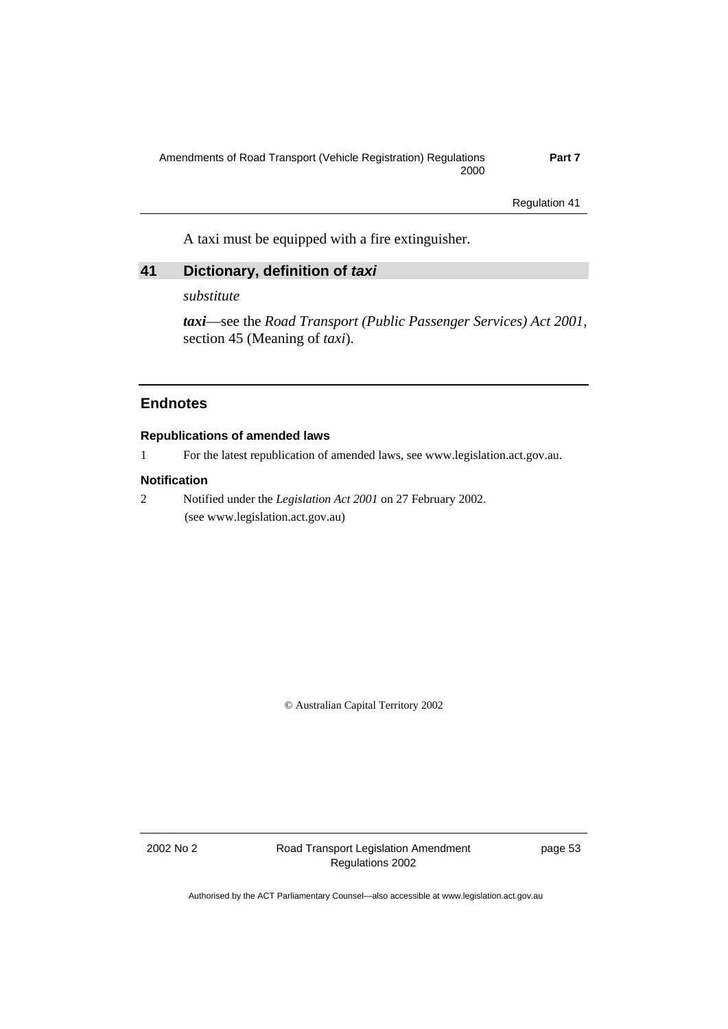A taxi must be equipped with a fire extinguisher.

## 41 Dictionary, definition of *taxi*

*substitute*

***taxi***—see the *Road Transport (Public Passenger Services) Act 2001*, section 45 (Meaning of *taxi*).

## Endnotes

### Republications of amended laws

1 For the latest republication of amended laws, see www.legislation.act.gov.au.

### Notification

2 Notified under the *Legislation Act 2001* on 27 February 2002.
(see www.legislation.act.gov.au)

© Australian Capital Territory 2002